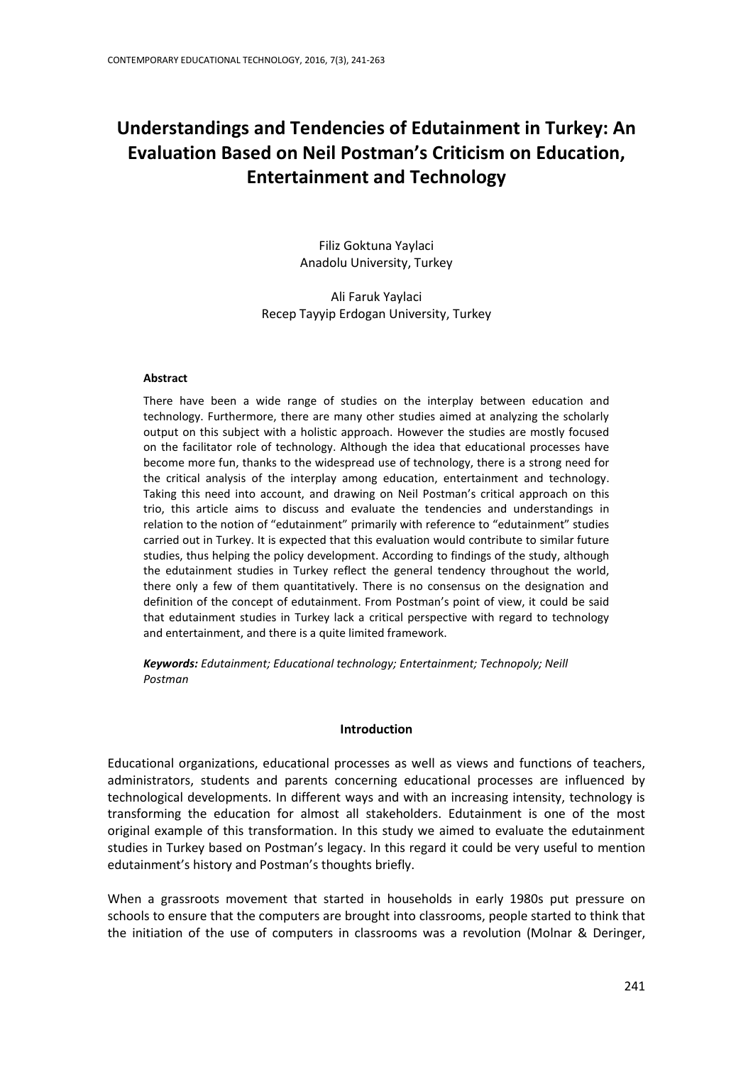# Understandings and Tendencies of Edutainment in Turkey: An Evaluation Based on Neil Postman's Criticism on Education, Entertainment and Technology

Filiz Goktuna Yaylaci
Anadolu University, Turkey

Ali Faruk Yaylaci
Recep Tayyip Erdogan University, Turkey

### Abstract

There have been a wide range of studies on the interplay between education and technology. Furthermore, there are many other studies aimed at analyzing the scholarly output on this subject with a holistic approach. However the studies are mostly focused on the facilitator role of technology. Although the idea that educational processes have become more fun, thanks to the widespread use of technology, there is a strong need for the critical analysis of the interplay among education, entertainment and technology. Taking this need into account, and drawing on Neil Postman's critical approach on this trio, this article aims to discuss and evaluate the tendencies and understandings in relation to the notion of "edutainment" primarily with reference to "edutainment" studies carried out in Turkey. It is expected that this evaluation would contribute to similar future studies, thus helping the policy development. According to findings of the study, although the edutainment studies in Turkey reflect the general tendency throughout the world, there only a few of them quantitatively. There is no consensus on the designation and definition of the concept of edutainment. From Postman's point of view, it could be said that edutainment studies in Turkey lack a critical perspective with regard to technology and entertainment, and there is a quite limited framework.

***Keywords:*** *Edutainment; Educational technology; Entertainment; Technopoly; Neill Postman*

## Introduction

Educational organizations, educational processes as well as views and functions of teachers, administrators, students and parents concerning educational processes are influenced by technological developments. In different ways and with an increasing intensity, technology is transforming the education for almost all stakeholders. Edutainment is one of the most original example of this transformation. In this study we aimed to evaluate the edutainment studies in Turkey based on Postman's legacy. In this regard it could be very useful to mention edutainment's history and Postman's thoughts briefly.

When a grassroots movement that started in households in early 1980s put pressure on schools to ensure that the computers are brought into classrooms, people started to think that the initiation of the use of computers in classrooms was a revolution (Molnar & Deringer,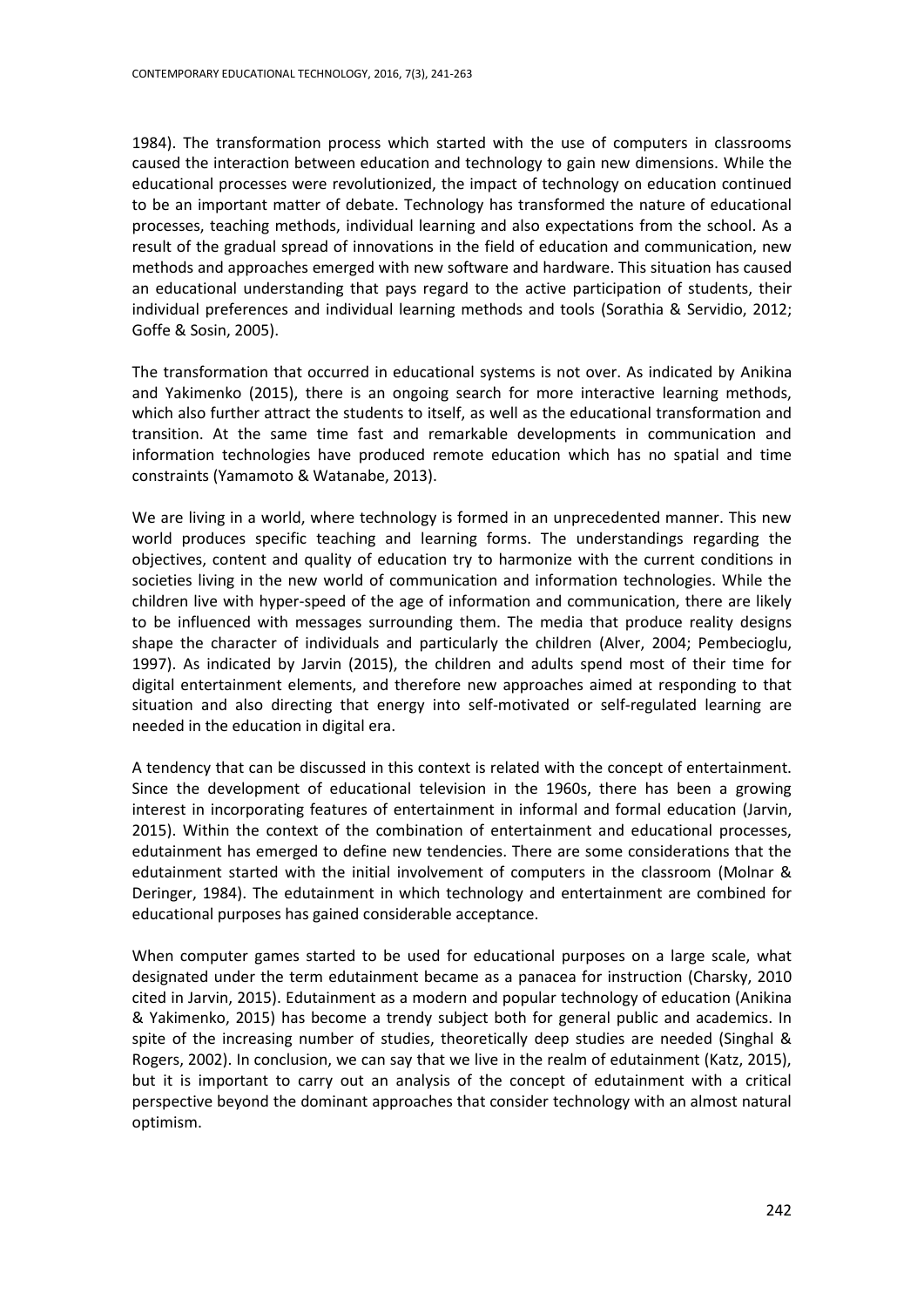1984). The transformation process which started with the use of computers in classrooms caused the interaction between education and technology to gain new dimensions. While the educational processes were revolutionized, the impact of technology on education continued to be an important matter of debate. Technology has transformed the nature of educational processes, teaching methods, individual learning and also expectations from the school. As a result of the gradual spread of innovations in the field of education and communication, new methods and approaches emerged with new software and hardware. This situation has caused an educational understanding that pays regard to the active participation of students, their individual preferences and individual learning methods and tools (Sorathia & Servidio, 2012; Goffe & Sosin, 2005).

The transformation that occurred in educational systems is not over. As indicated by Anikina and Yakimenko (2015), there is an ongoing search for more interactive learning methods, which also further attract the students to itself, as well as the educational transformation and transition. At the same time fast and remarkable developments in communication and information technologies have produced remote education which has no spatial and time constraints (Yamamoto & Watanabe, 2013).

We are living in a world, where technology is formed in an unprecedented manner. This new world produces specific teaching and learning forms. The understandings regarding the objectives, content and quality of education try to harmonize with the current conditions in societies living in the new world of communication and information technologies. While the children live with hyper-speed of the age of information and communication, there are likely to be influenced with messages surrounding them. The media that produce reality designs shape the character of individuals and particularly the children (Alver, 2004; Pembecioglu, 1997). As indicated by Jarvin (2015), the children and adults spend most of their time for digital entertainment elements, and therefore new approaches aimed at responding to that situation and also directing that energy into self-motivated or self-regulated learning are needed in the education in digital era.

A tendency that can be discussed in this context is related with the concept of entertainment. Since the development of educational television in the 1960s, there has been a growing interest in incorporating features of entertainment in informal and formal education (Jarvin, 2015). Within the context of the combination of entertainment and educational processes, edutainment has emerged to define new tendencies. There are some considerations that the edutainment started with the initial involvement of computers in the classroom (Molnar & Deringer, 1984). The edutainment in which technology and entertainment are combined for educational purposes has gained considerable acceptance.

When computer games started to be used for educational purposes on a large scale, what designated under the term edutainment became as a panacea for instruction (Charsky, 2010 cited in Jarvin, 2015). Edutainment as a modern and popular technology of education (Anikina & Yakimenko, 2015) has become a trendy subject both for general public and academics. In spite of the increasing number of studies, theoretically deep studies are needed (Singhal & Rogers, 2002). In conclusion, we can say that we live in the realm of edutainment (Katz, 2015), but it is important to carry out an analysis of the concept of edutainment with a critical perspective beyond the dominant approaches that consider technology with an almost natural optimism.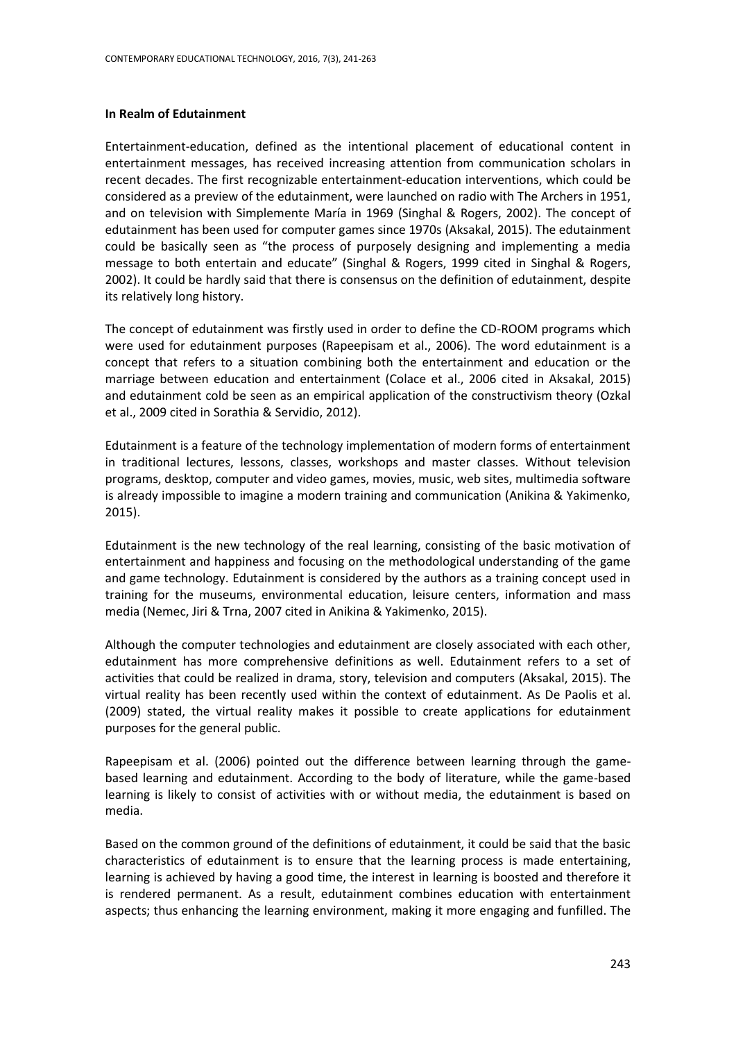**In Realm of Edutainment**

Entertainment-education, defined as the intentional placement of educational content in entertainment messages, has received increasing attention from communication scholars in recent decades. The first recognizable entertainment-education interventions, which could be considered as a preview of the edutainment, were launched on radio with The Archers in 1951, and on television with Simplemente María in 1969 (Singhal & Rogers, 2002). The concept of edutainment has been used for computer games since 1970s (Aksakal, 2015). The edutainment could be basically seen as "the process of purposely designing and implementing a media message to both entertain and educate" (Singhal & Rogers, 1999 cited in Singhal & Rogers, 2002). It could be hardly said that there is consensus on the definition of edutainment, despite its relatively long history.

The concept of edutainment was firstly used in order to define the CD-ROOM programs which were used for edutainment purposes (Rapeepisam et al., 2006). The word edutainment is a concept that refers to a situation combining both the entertainment and education or the marriage between education and entertainment (Colace et al., 2006 cited in Aksakal, 2015) and edutainment cold be seen as an empirical application of the constructivism theory (Ozkal et al., 2009 cited in Sorathia & Servidio, 2012).

Edutainment is a feature of the technology implementation of modern forms of entertainment in traditional lectures, lessons, classes, workshops and master classes. Without television programs, desktop, computer and video games, movies, music, web sites, multimedia software is already impossible to imagine a modern training and communication (Anikina & Yakimenko, 2015).

Edutainment is the new technology of the real learning, consisting of the basic motivation of entertainment and happiness and focusing on the methodological understanding of the game and game technology. Edutainment is considered by the authors as a training concept used in training for the museums, environmental education, leisure centers, information and mass media (Nemec, Jiri & Trna, 2007 cited in Anikina & Yakimenko, 2015).

Although the computer technologies and edutainment are closely associated with each other, edutainment has more comprehensive definitions as well. Edutainment refers to a set of activities that could be realized in drama, story, television and computers (Aksakal, 2015). The virtual reality has been recently used within the context of edutainment. As De Paolis et al. (2009) stated, the virtual reality makes it possible to create applications for edutainment purposes for the general public.

Rapeepisam et al. (2006) pointed out the difference between learning through the game-based learning and edutainment. According to the body of literature, while the game-based learning is likely to consist of activities with or without media, the edutainment is based on media.

Based on the common ground of the definitions of edutainment, it could be said that the basic characteristics of edutainment is to ensure that the learning process is made entertaining, learning is achieved by having a good time, the interest in learning is boosted and therefore it is rendered permanent. As a result, edutainment combines education with entertainment aspects; thus enhancing the learning environment, making it more engaging and funfilled. The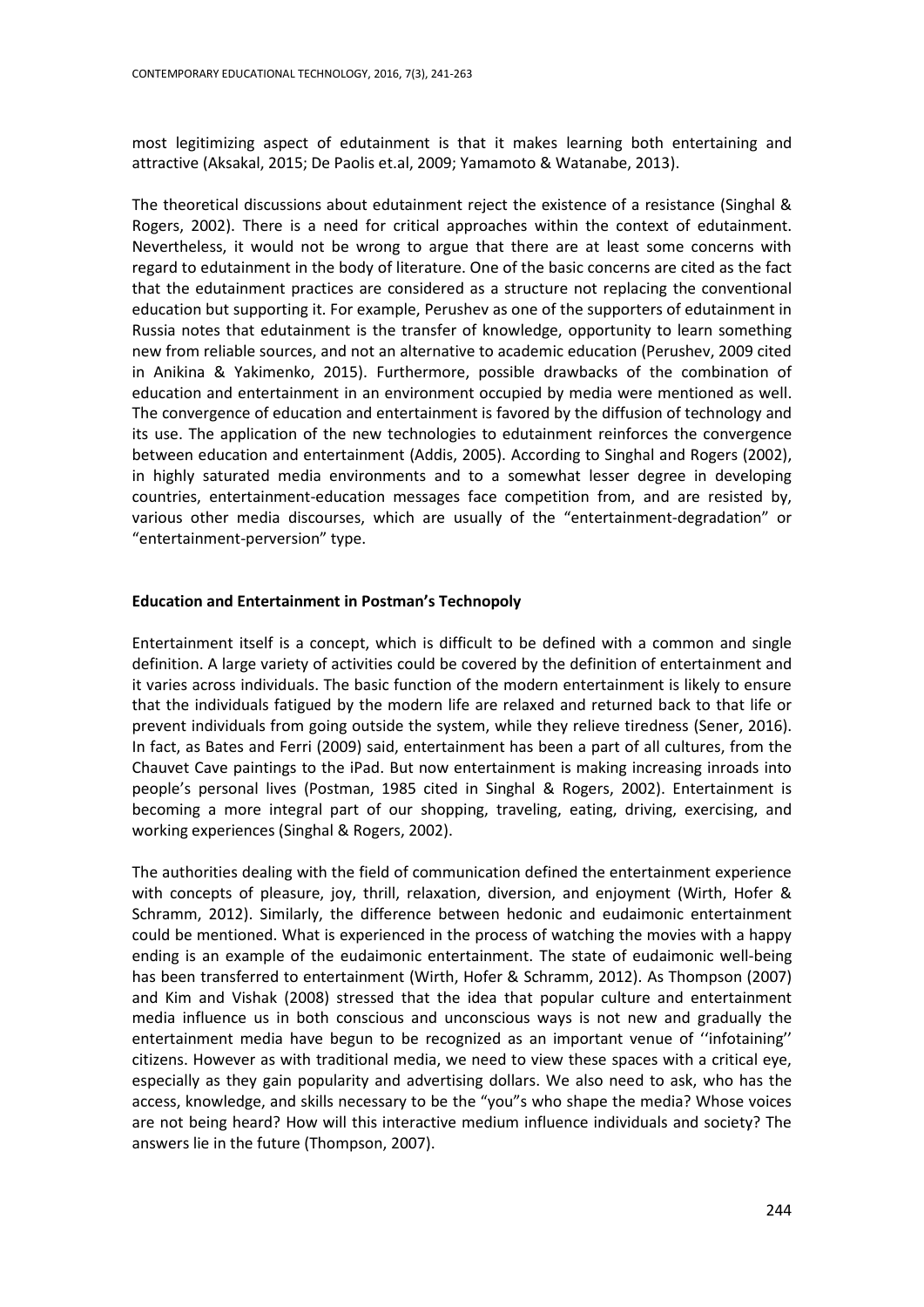most legitimizing aspect of edutainment is that it makes learning both entertaining and attractive (Aksakal, 2015; De Paolis et.al, 2009; Yamamoto & Watanabe, 2013).

The theoretical discussions about edutainment reject the existence of a resistance (Singhal & Rogers, 2002). There is a need for critical approaches within the context of edutainment. Nevertheless, it would not be wrong to argue that there are at least some concerns with regard to edutainment in the body of literature. One of the basic concerns are cited as the fact that the edutainment practices are considered as a structure not replacing the conventional education but supporting it. For example, Perushev as one of the supporters of edutainment in Russia notes that edutainment is the transfer of knowledge, opportunity to learn something new from reliable sources, and not an alternative to academic education (Perushev, 2009 cited in Anikina & Yakimenko, 2015). Furthermore, possible drawbacks of the combination of education and entertainment in an environment occupied by media were mentioned as well. The convergence of education and entertainment is favored by the diffusion of technology and its use. The application of the new technologies to edutainment reinforces the convergence between education and entertainment (Addis, 2005). According to Singhal and Rogers (2002), in highly saturated media environments and to a somewhat lesser degree in developing countries, entertainment-education messages face competition from, and are resisted by, various other media discourses, which are usually of the "entertainment-degradation" or "entertainment-perversion" type.

**Education and Entertainment in Postman's Technopoly**

Entertainment itself is a concept, which is difficult to be defined with a common and single definition. A large variety of activities could be covered by the definition of entertainment and it varies across individuals. The basic function of the modern entertainment is likely to ensure that the individuals fatigued by the modern life are relaxed and returned back to that life or prevent individuals from going outside the system, while they relieve tiredness (Sener, 2016). In fact, as Bates and Ferri (2009) said, entertainment has been a part of all cultures, from the Chauvet Cave paintings to the iPad. But now entertainment is making increasing inroads into people's personal lives (Postman, 1985 cited in Singhal & Rogers, 2002). Entertainment is becoming a more integral part of our shopping, traveling, eating, driving, exercising, and working experiences (Singhal & Rogers, 2002).

The authorities dealing with the field of communication defined the entertainment experience with concepts of pleasure, joy, thrill, relaxation, diversion, and enjoyment (Wirth, Hofer & Schramm, 2012). Similarly, the difference between hedonic and eudaimonic entertainment could be mentioned. What is experienced in the process of watching the movies with a happy ending is an example of the eudaimonic entertainment. The state of eudaimonic well-being has been transferred to entertainment (Wirth, Hofer & Schramm, 2012). As Thompson (2007) and Kim and Vishak (2008) stressed that the idea that popular culture and entertainment media influence us in both conscious and unconscious ways is not new and gradually the entertainment media have begun to be recognized as an important venue of ''infotaining'' citizens. However as with traditional media, we need to view these spaces with a critical eye, especially as they gain popularity and advertising dollars. We also need to ask, who has the access, knowledge, and skills necessary to be the "you"s who shape the media? Whose voices are not being heard? How will this interactive medium influence individuals and society? The answers lie in the future (Thompson, 2007).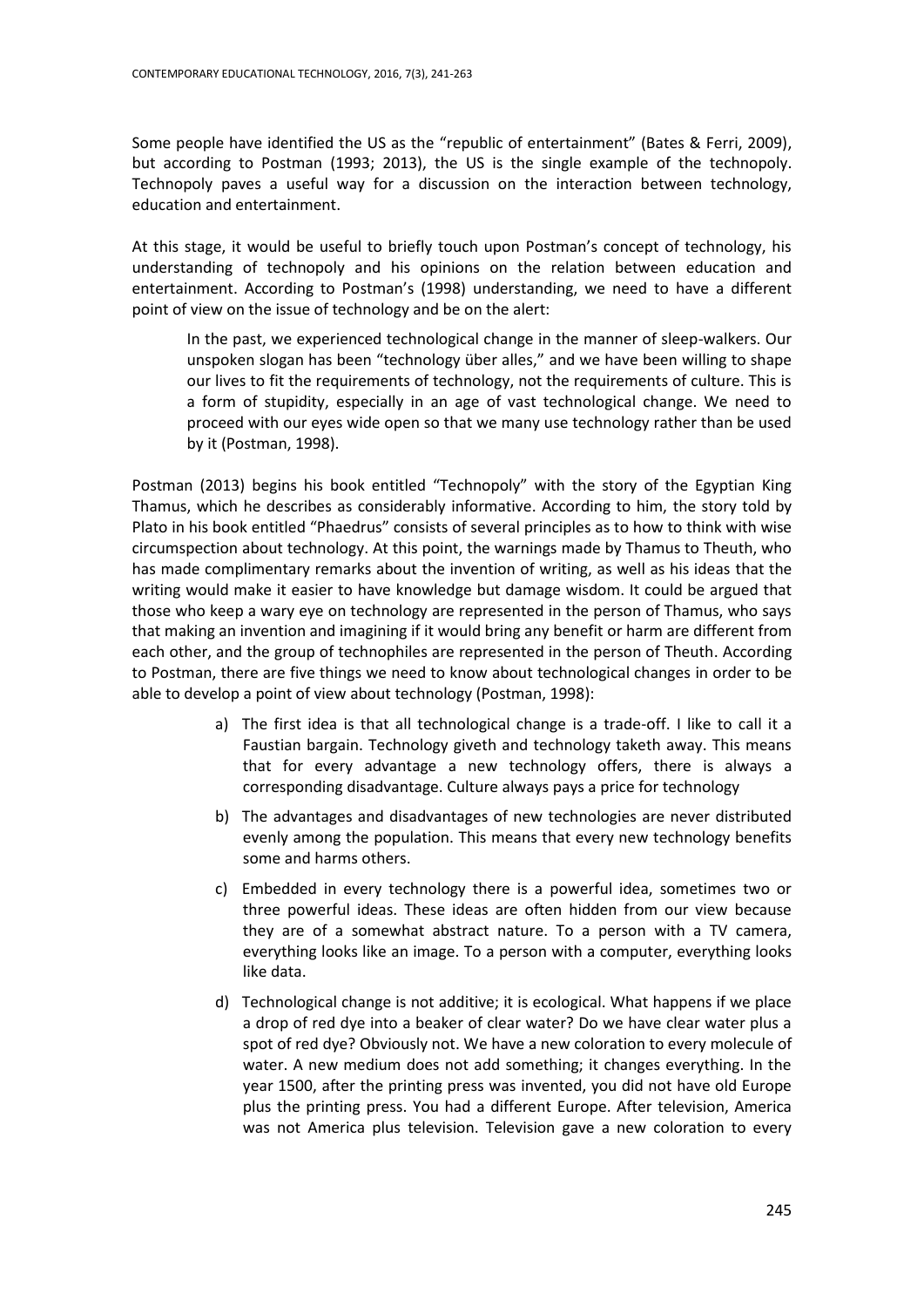Some people have identified the US as the "republic of entertainment" (Bates & Ferri, 2009), but according to Postman (1993; 2013), the US is the single example of the technopoly. Technopoly paves a useful way for a discussion on the interaction between technology, education and entertainment.

At this stage, it would be useful to briefly touch upon Postman's concept of technology, his understanding of technopoly and his opinions on the relation between education and entertainment. According to Postman's (1998) understanding, we need to have a different point of view on the issue of technology and be on the alert:

> In the past, we experienced technological change in the manner of sleep-walkers. Our unspoken slogan has been "technology über alles," and we have been willing to shape our lives to fit the requirements of technology, not the requirements of culture. This is a form of stupidity, especially in an age of vast technological change. We need to proceed with our eyes wide open so that we many use technology rather than be used by it (Postman, 1998).

Postman (2013) begins his book entitled "Technopoly" with the story of the Egyptian King Thamus, which he describes as considerably informative. According to him, the story told by Plato in his book entitled "Phaedrus" consists of several principles as to how to think with wise circumspection about technology. At this point, the warnings made by Thamus to Theuth, who has made complimentary remarks about the invention of writing, as well as his ideas that the writing would make it easier to have knowledge but damage wisdom. It could be argued that those who keep a wary eye on technology are represented in the person of Thamus, who says that making an invention and imagining if it would bring any benefit or harm are different from each other, and the group of technophiles are represented in the person of Theuth. According to Postman, there are five things we need to know about technological changes in order to be able to develop a point of view about technology (Postman, 1998):

a) The first idea is that all technological change is a trade-off. I like to call it a Faustian bargain. Technology giveth and technology taketh away. This means that for every advantage a new technology offers, there is always a corresponding disadvantage. Culture always pays a price for technology

b) The advantages and disadvantages of new technologies are never distributed evenly among the population. This means that every new technology benefits some and harms others.

c) Embedded in every technology there is a powerful idea, sometimes two or three powerful ideas. These ideas are often hidden from our view because they are of a somewhat abstract nature. To a person with a TV camera, everything looks like an image. To a person with a computer, everything looks like data.

d) Technological change is not additive; it is ecological. What happens if we place a drop of red dye into a beaker of clear water? Do we have clear water plus a spot of red dye? Obviously not. We have a new coloration to every molecule of water. A new medium does not add something; it changes everything. In the year 1500, after the printing press was invented, you did not have old Europe plus the printing press. You had a different Europe. After television, America was not America plus television. Television gave a new coloration to every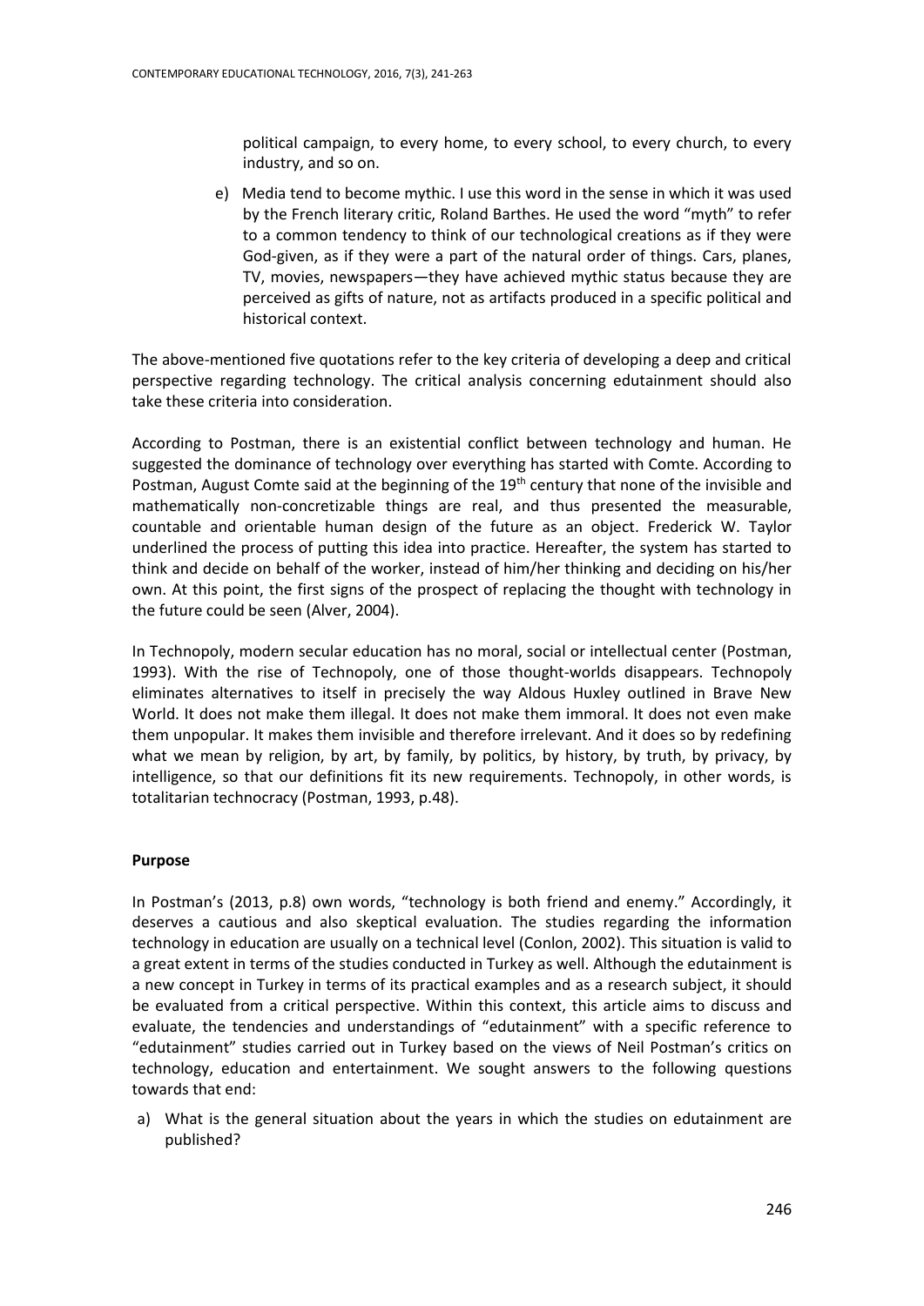political campaign, to every home, to every school, to every church, to every industry, and so on.

e) Media tend to become mythic. I use this word in the sense in which it was used by the French literary critic, Roland Barthes. He used the word "myth" to refer to a common tendency to think of our technological creations as if they were God-given, as if they were a part of the natural order of things. Cars, planes, TV, movies, newspapers—they have achieved mythic status because they are perceived as gifts of nature, not as artifacts produced in a specific political and historical context.

The above-mentioned five quotations refer to the key criteria of developing a deep and critical perspective regarding technology. The critical analysis concerning edutainment should also take these criteria into consideration.

According to Postman, there is an existential conflict between technology and human. He suggested the dominance of technology over everything has started with Comte. According to Postman, August Comte said at the beginning of the 19th century that none of the invisible and mathematically non-concretizable things are real, and thus presented the measurable, countable and orientable human design of the future as an object. Frederick W. Taylor underlined the process of putting this idea into practice. Hereafter, the system has started to think and decide on behalf of the worker, instead of him/her thinking and deciding on his/her own. At this point, the first signs of the prospect of replacing the thought with technology in the future could be seen (Alver, 2004).

In Technopoly, modern secular education has no moral, social or intellectual center (Postman, 1993). With the rise of Technopoly, one of those thought-worlds disappears. Technopoly eliminates alternatives to itself in precisely the way Aldous Huxley outlined in Brave New World. It does not make them illegal. It does not make them immoral. It does not even make them unpopular. It makes them invisible and therefore irrelevant. And it does so by redefining what we mean by religion, by art, by family, by politics, by history, by truth, by privacy, by intelligence, so that our definitions fit its new requirements. Technopoly, in other words, is totalitarian technocracy (Postman, 1993, p.48).

**Purpose**

In Postman's (2013, p.8) own words, "technology is both friend and enemy." Accordingly, it deserves a cautious and also skeptical evaluation. The studies regarding the information technology in education are usually on a technical level (Conlon, 2002). This situation is valid to a great extent in terms of the studies conducted in Turkey as well. Although the edutainment is a new concept in Turkey in terms of its practical examples and as a research subject, it should be evaluated from a critical perspective. Within this context, this article aims to discuss and evaluate, the tendencies and understandings of "edutainment" with a specific reference to "edutainment" studies carried out in Turkey based on the views of Neil Postman's critics on technology, education and entertainment. We sought answers to the following questions towards that end:

a) What is the general situation about the years in which the studies on edutainment are published?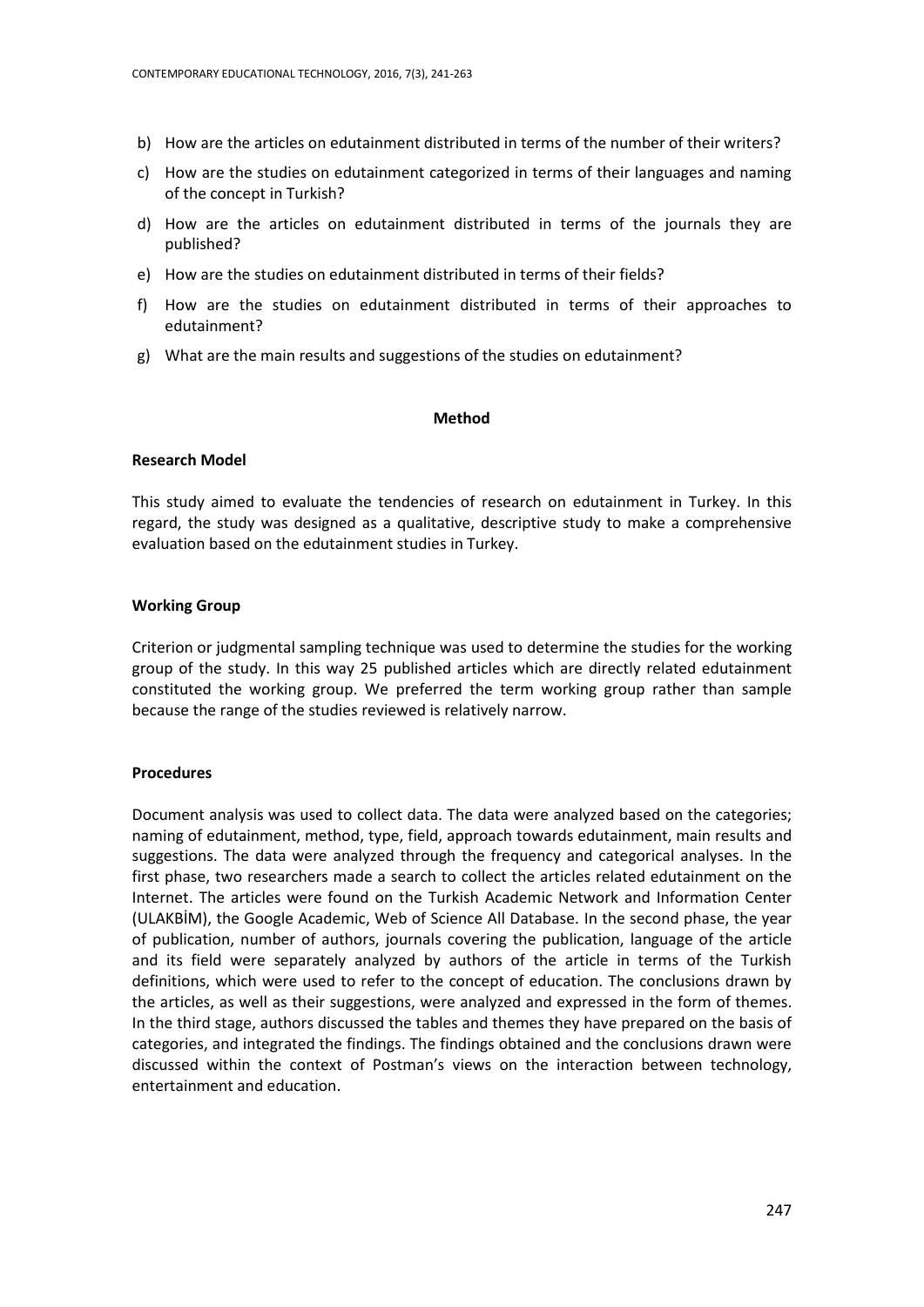b) How are the articles on edutainment distributed in terms of the number of their writers?

c) How are the studies on edutainment categorized in terms of their languages and naming of the concept in Turkish?

d) How are the articles on edutainment distributed in terms of the journals they are published?

e) How are the studies on edutainment distributed in terms of their fields?

f) How are the studies on edutainment distributed in terms of their approaches to edutainment?

g) What are the main results and suggestions of the studies on edutainment?

## Method

### Research Model

This study aimed to evaluate the tendencies of research on edutainment in Turkey. In this regard, the study was designed as a qualitative, descriptive study to make a comprehensive evaluation based on the edutainment studies in Turkey.

### Working Group

Criterion or judgmental sampling technique was used to determine the studies for the working group of the study. In this way 25 published articles which are directly related edutainment constituted the working group. We preferred the term working group rather than sample because the range of the studies reviewed is relatively narrow.

### Procedures

Document analysis was used to collect data. The data were analyzed based on the categories; naming of edutainment, method, type, field, approach towards edutainment, main results and suggestions. The data were analyzed through the frequency and categorical analyses. In the first phase, two researchers made a search to collect the articles related edutainment on the Internet. The articles were found on the Turkish Academic Network and Information Center (ULAKBİM), the Google Academic, Web of Science All Database. In the second phase, the year of publication, number of authors, journals covering the publication, language of the article and its field were separately analyzed by authors of the article in terms of the Turkish definitions, which were used to refer to the concept of education. The conclusions drawn by the articles, as well as their suggestions, were analyzed and expressed in the form of themes. In the third stage, authors discussed the tables and themes they have prepared on the basis of categories, and integrated the findings. The findings obtained and the conclusions drawn were discussed within the context of Postman's views on the interaction between technology, entertainment and education.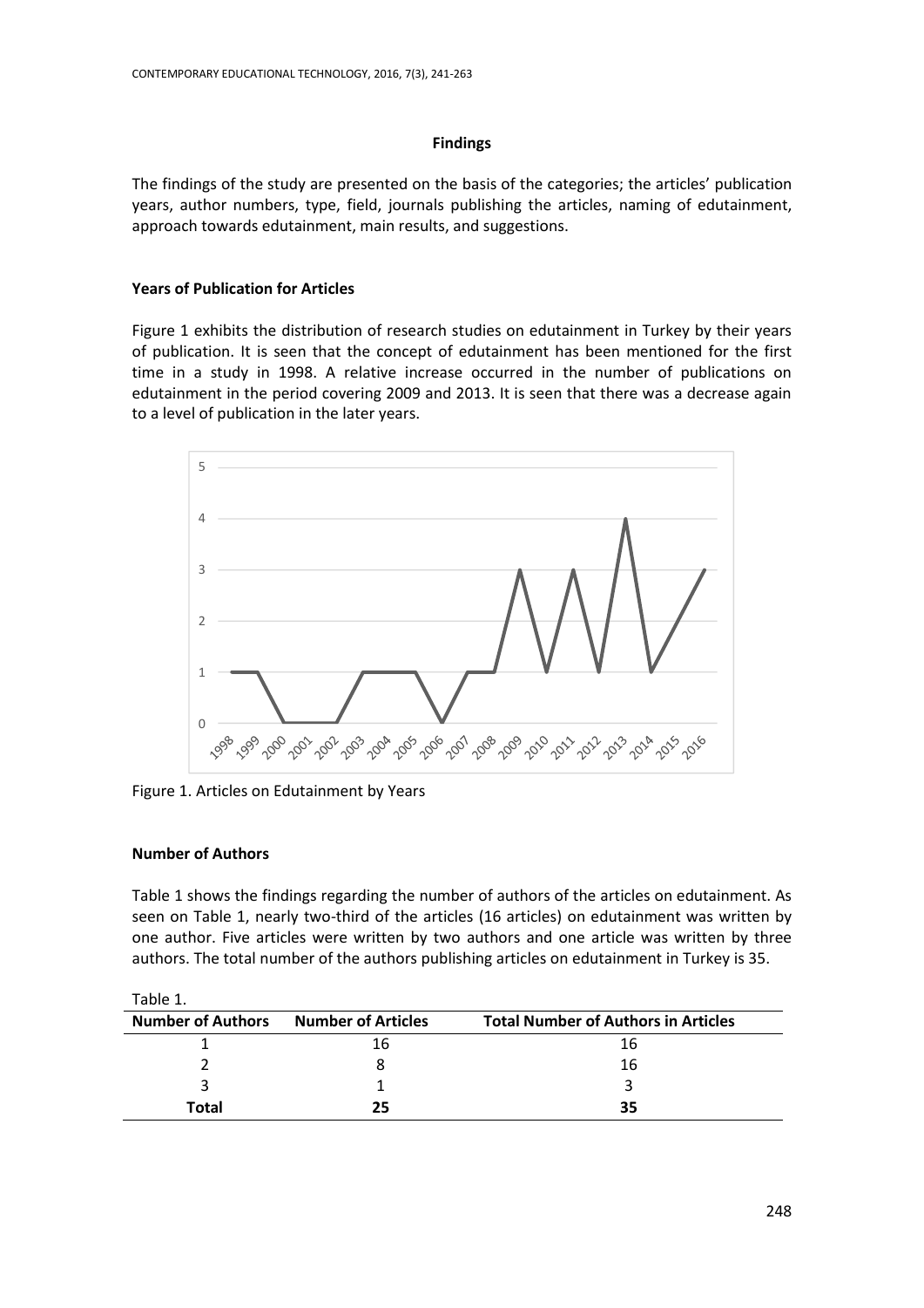## Findings

The findings of the study are presented on the basis of the categories; the articles' publication years, author numbers, type, field, journals publishing the articles, naming of edutainment, approach towards edutainment, main results, and suggestions.

### Years of Publication for Articles

Figure 1 exhibits the distribution of research studies on edutainment in Turkey by their years of publication. It is seen that the concept of edutainment has been mentioned for the first time in a study in 1998. A relative increase occurred in the number of publications on edutainment in the period covering 2009 and 2013. It is seen that there was a decrease again to a level of publication in the later years.

5
4
3
2
1
0

1998 1999 2000 2001 2002 2003 2004 2005 2006 2007 2008 2009 2010 2011 2012 2013 2014 2015 2016

Figure 1. Articles on Edutainment by Years

### Number of Authors

Table 1 shows the findings regarding the number of authors of the articles on edutainment. As seen on Table 1, nearly two-third of the articles (16 articles) on edutainment was written by one author. Five articles were written by two authors and one article was written by three authors. The total number of the authors publishing articles on edutainment in Turkey is 35.

Table 1.

| Number of Authors | Number of Articles | Total Number of Authors in Articles |
|---|---|---|
| 1 | 16 | 16 |
| 2 | 8 | 16 |
| 3 | 1 | 3 |
| **Total** | **25** | **35** |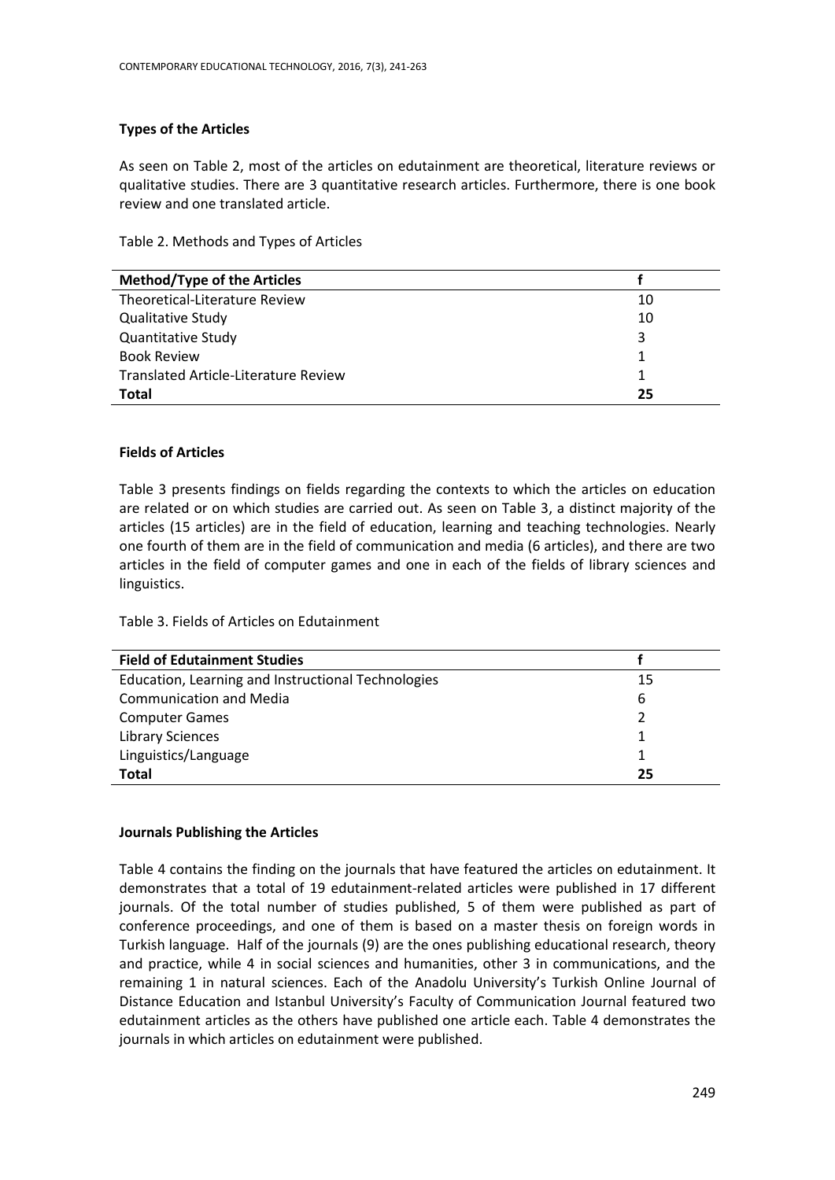**Types of the Articles**

As seen on Table 2, most of the articles on edutainment are theoretical, literature reviews or qualitative studies. There are 3 quantitative research articles. Furthermore, there is one book review and one translated article.

Table 2. Methods and Types of Articles

| Method/Type of the Articles | f |
|---|---|
| Theoretical-Literature Review | 10 |
| Qualitative Study | 10 |
| Quantitative Study | 3 |
| Book Review | 1 |
| Translated Article-Literature Review | 1 |
| **Total** | **25** |

**Fields of Articles**

Table 3 presents findings on fields regarding the contexts to which the articles on education are related or on which studies are carried out. As seen on Table 3, a distinct majority of the articles (15 articles) are in the field of education, learning and teaching technologies. Nearly one fourth of them are in the field of communication and media (6 articles), and there are two articles in the field of computer games and one in each of the fields of library sciences and linguistics.

Table 3. Fields of Articles on Edutainment

| Field of Edutainment Studies | f |
|---|---|
| Education, Learning and Instructional Technologies | 15 |
| Communication and Media | 6 |
| Computer Games | 2 |
| Library Sciences | 1 |
| Linguistics/Language | 1 |
| **Total** | **25** |

**Journals Publishing the Articles**

Table 4 contains the finding on the journals that have featured the articles on edutainment. It demonstrates that a total of 19 edutainment-related articles were published in 17 different journals. Of the total number of studies published, 5 of them were published as part of conference proceedings, and one of them is based on a master thesis on foreign words in Turkish language. Half of the journals (9) are the ones publishing educational research, theory and practice, while 4 in social sciences and humanities, other 3 in communications, and the remaining 1 in natural sciences. Each of the Anadolu University's Turkish Online Journal of Distance Education and Istanbul University's Faculty of Communication Journal featured two edutainment articles as the others have published one article each. Table 4 demonstrates the journals in which articles on edutainment were published.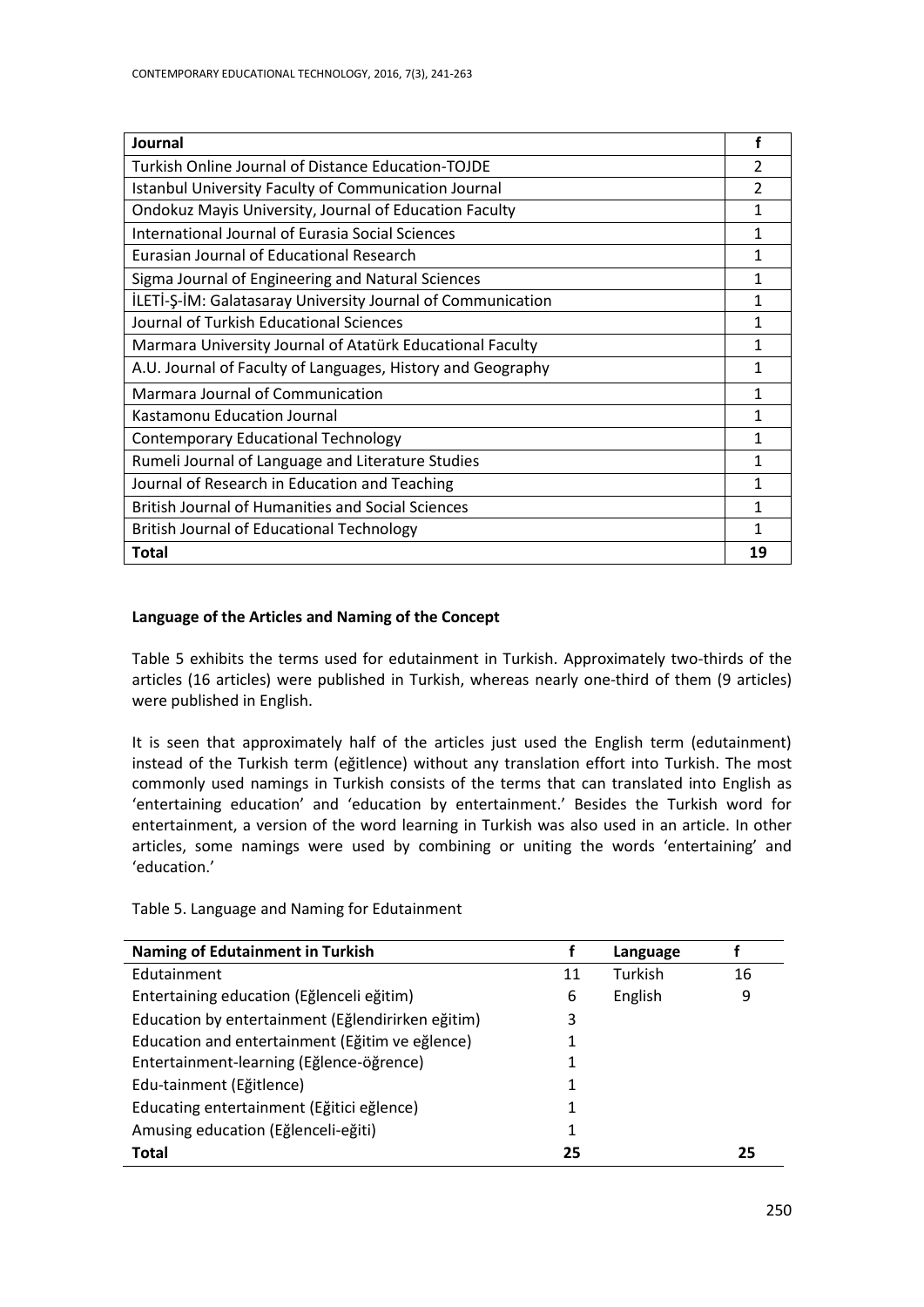| Journal | f |
| --- | --- |
| Turkish Online Journal of Distance Education-TOJDE | 2 |
| Istanbul University Faculty of Communication Journal | 2 |
| Ondokuz Mayis University, Journal of Education Faculty | 1 |
| International Journal of Eurasia Social Sciences | 1 |
| Eurasian Journal of Educational Research | 1 |
| Sigma Journal of Engineering and Natural Sciences | 1 |
| İLETİ-Ş-İM: Galatasaray University Journal of Communication | 1 |
| Journal of Turkish Educational Sciences | 1 |
| Marmara University Journal of Atatürk Educational Faculty | 1 |
| A.U. Journal of Faculty of Languages, History and Geography | 1 |
| Marmara Journal of Communication | 1 |
| Kastamonu Education Journal | 1 |
| Contemporary Educational Technology | 1 |
| Rumeli Journal of Language and Literature Studies | 1 |
| Journal of Research in Education and Teaching | 1 |
| British Journal of Humanities and Social Sciences | 1 |
| British Journal of Educational Technology | 1 |
| **Total** | **19** |

**Language of the Articles and Naming of the Concept**

Table 5 exhibits the terms used for edutainment in Turkish. Approximately two-thirds of the articles (16 articles) were published in Turkish, whereas nearly one-third of them (9 articles) were published in English.

It is seen that approximately half of the articles just used the English term (edutainment) instead of the Turkish term (eğitlence) without any translation effort into Turkish. The most commonly used namings in Turkish consists of the terms that can translated into English as 'entertaining education' and 'education by entertainment.' Besides the Turkish word for entertainment, a version of the word learning in Turkish was also used in an article. In other articles, some namings were used by combining or uniting the words 'entertaining' and 'education.'

Table 5. Language and Naming for Edutainment

| Naming of Edutainment in Turkish | f | Language | f |
| --- | --- | --- | --- |
| Edutainment | 11 | Turkish | 16 |
| Entertaining education (Eğlenceli eğitim) | 6 | English | 9 |
| Education by entertainment (Eğlendirirken eğitim) | 3 | | |
| Education and entertainment (Eğitim ve eğlence) | 1 | | |
| Entertainment-learning (Eğlence-öğrence) | 1 | | |
| Edu-tainment (Eğitlence) | 1 | | |
| Educating entertainment (Eğitici eğlence) | 1 | | |
| Amusing education (Eğlenceli-eğiti) | 1 | | |
| **Total** | **25** | | **25** |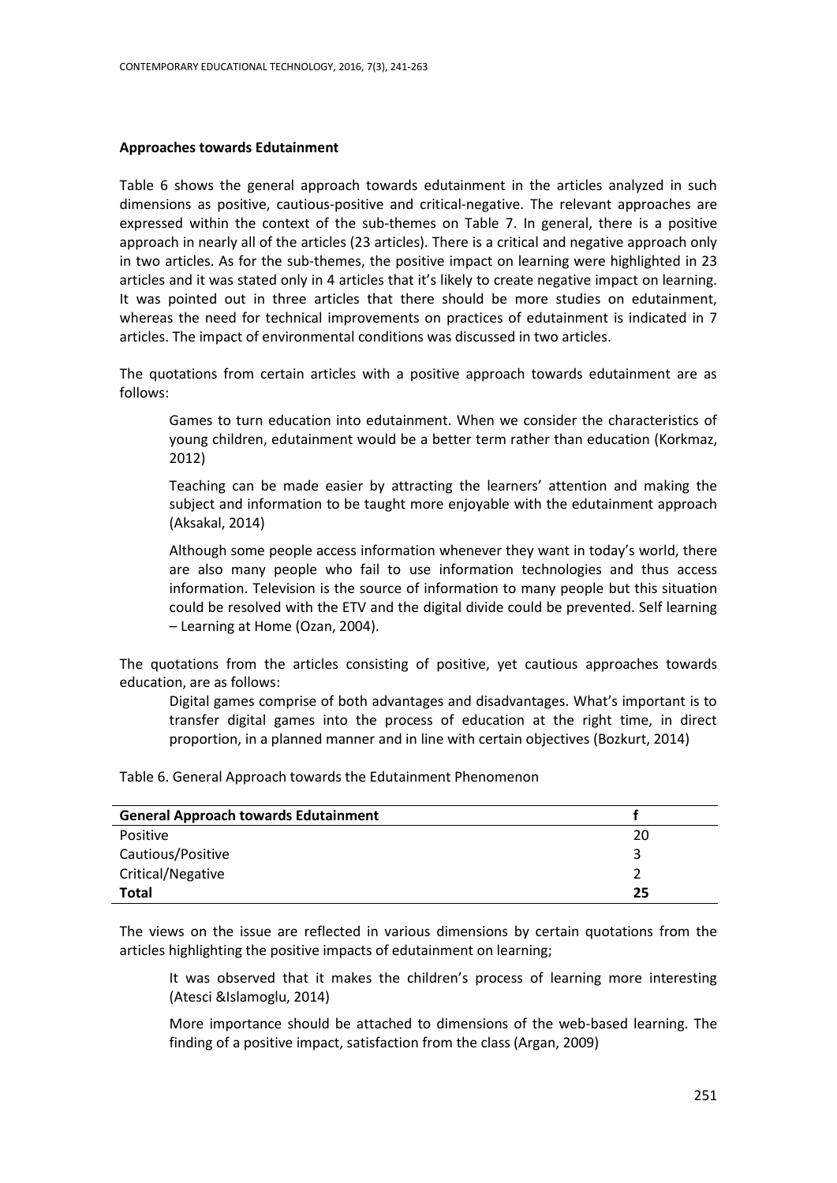### Approaches towards Edutainment

Table 6 shows the general approach towards edutainment in the articles analyzed in such dimensions as positive, cautious-positive and critical-negative. The relevant approaches are expressed within the context of the sub-themes on Table 7. In general, there is a positive approach in nearly all of the articles (23 articles). There is a critical and negative approach only in two articles. As for the sub-themes, the positive impact on learning were highlighted in 23 articles and it was stated only in 4 articles that it's likely to create negative impact on learning. It was pointed out in three articles that there should be more studies on edutainment, whereas the need for technical improvements on practices of edutainment is indicated in 7 articles. The impact of environmental conditions was discussed in two articles.

The quotations from certain articles with a positive approach towards edutainment are as follows:

> Games to turn education into edutainment. When we consider the characteristics of young children, edutainment would be a better term rather than education (Korkmaz, 2012)
>
> Teaching can be made easier by attracting the learners' attention and making the subject and information to be taught more enjoyable with the edutainment approach (Aksakal, 2014)
>
> Although some people access information whenever they want in today's world, there are also many people who fail to use information technologies and thus access information. Television is the source of information to many people but this situation could be resolved with the ETV and the digital divide could be prevented. Self learning – Learning at Home (Ozan, 2004).

The quotations from the articles consisting of positive, yet cautious approaches towards education, are as follows:

> Digital games comprise of both advantages and disadvantages. What's important is to transfer digital games into the process of education at the right time, in direct proportion, in a planned manner and in line with certain objectives (Bozkurt, 2014)

Table 6. General Approach towards the Edutainment Phenomenon

| General Approach towards Edutainment | f |
|---|---|
| Positive | 20 |
| Cautious/Positive | 3 |
| Critical/Negative | 2 |
| **Total** | **25** |

The views on the issue are reflected in various dimensions by certain quotations from the articles highlighting the positive impacts of edutainment on learning;

> It was observed that it makes the children's process of learning more interesting (Atesci &Islamoglu, 2014)
>
> More importance should be attached to dimensions of the web-based learning. The finding of a positive impact, satisfaction from the class (Argan, 2009)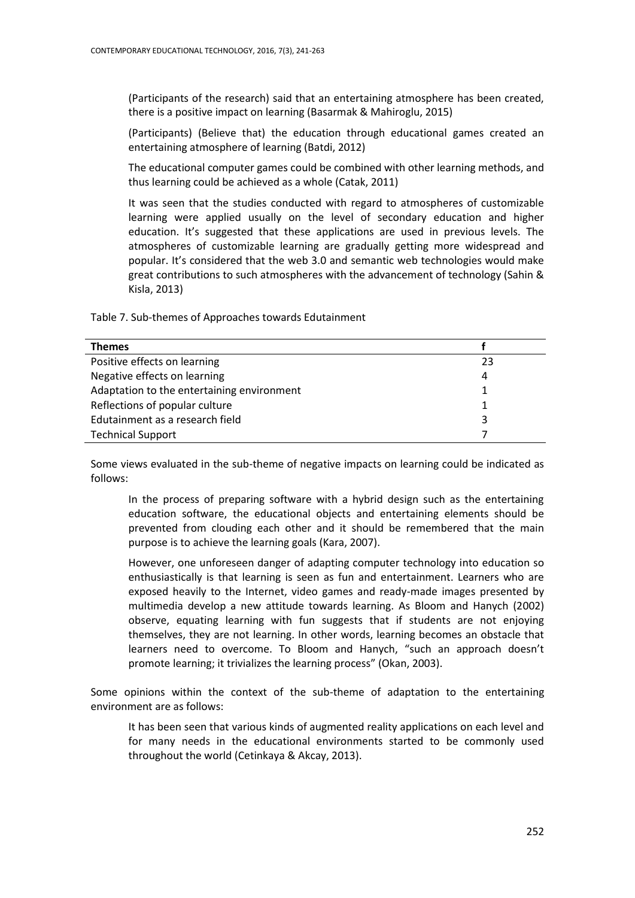> (Participants of the research) said that an entertaining atmosphere has been created, there is a positive impact on learning (Basarmak & Mahiroglu, 2015)
>
> (Participants) (Believe that) the education through educational games created an entertaining atmosphere of learning (Batdi, 2012)
>
> The educational computer games could be combined with other learning methods, and thus learning could be achieved as a whole (Catak, 2011)
>
> It was seen that the studies conducted with regard to atmospheres of customizable learning were applied usually on the level of secondary education and higher education. It's suggested that these applications are used in previous levels. The atmospheres of customizable learning are gradually getting more widespread and popular. It's considered that the web 3.0 and semantic web technologies would make great contributions to such atmospheres with the advancement of technology (Sahin & Kisla, 2013)

Table 7. Sub-themes of Approaches towards Edutainment

| Themes | f |
|---|---|
| Positive effects on learning | 23 |
| Negative effects on learning | 4 |
| Adaptation to the entertaining environment | 1 |
| Reflections of popular culture | 1 |
| Edutainment as a research field | 3 |
| Technical Support | 7 |

Some views evaluated in the sub-theme of negative impacts on learning could be indicated as follows:

> In the process of preparing software with a hybrid design such as the entertaining education software, the educational objects and entertaining elements should be prevented from clouding each other and it should be remembered that the main purpose is to achieve the learning goals (Kara, 2007).
>
> However, one unforeseen danger of adapting computer technology into education so enthusiastically is that learning is seen as fun and entertainment. Learners who are exposed heavily to the Internet, video games and ready-made images presented by multimedia develop a new attitude towards learning. As Bloom and Hanych (2002) observe, equating learning with fun suggests that if students are not enjoying themselves, they are not learning. In other words, learning becomes an obstacle that learners need to overcome. To Bloom and Hanych, "such an approach doesn't promote learning; it trivializes the learning process" (Okan, 2003).

Some opinions within the context of the sub-theme of adaptation to the entertaining environment are as follows:

> It has been seen that various kinds of augmented reality applications on each level and for many needs in the educational environments started to be commonly used throughout the world (Cetinkaya & Akcay, 2013).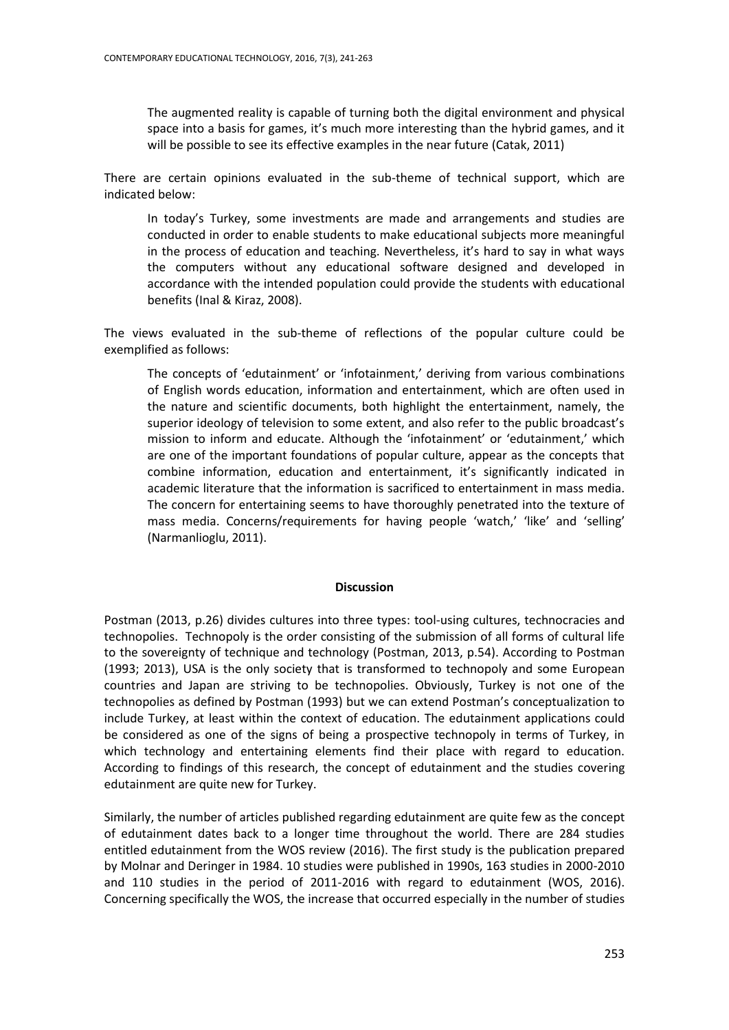> The augmented reality is capable of turning both the digital environment and physical space into a basis for games, it's much more interesting than the hybrid games, and it will be possible to see its effective examples in the near future (Catak, 2011)

There are certain opinions evaluated in the sub-theme of technical support, which are indicated below:

> In today's Turkey, some investments are made and arrangements and studies are conducted in order to enable students to make educational subjects more meaningful in the process of education and teaching. Nevertheless, it's hard to say in what ways the computers without any educational software designed and developed in accordance with the intended population could provide the students with educational benefits (Inal & Kiraz, 2008).

The views evaluated in the sub-theme of reflections of the popular culture could be exemplified as follows:

> The concepts of 'edutainment' or 'infotainment,' deriving from various combinations of English words education, information and entertainment, which are often used in the nature and scientific documents, both highlight the entertainment, namely, the superior ideology of television to some extent, and also refer to the public broadcast's mission to inform and educate. Although the 'infotainment' or 'edutainment,' which are one of the important foundations of popular culture, appear as the concepts that combine information, education and entertainment, it's significantly indicated in academic literature that the information is sacrificed to entertainment in mass media. The concern for entertaining seems to have thoroughly penetrated into the texture of mass media. Concerns/requirements for having people 'watch,' 'like' and 'selling' (Narmanlioglu, 2011).

## Discussion

Postman (2013, p.26) divides cultures into three types: tool-using cultures, technocracies and technopolies. Technopoly is the order consisting of the submission of all forms of cultural life to the sovereignty of technique and technology (Postman, 2013, p.54). According to Postman (1993; 2013), USA is the only society that is transformed to technopoly and some European countries and Japan are striving to be technopolies. Obviously, Turkey is not one of the technopolies as defined by Postman (1993) but we can extend Postman's conceptualization to include Turkey, at least within the context of education. The edutainment applications could be considered as one of the signs of being a prospective technopoly in terms of Turkey, in which technology and entertaining elements find their place with regard to education. According to findings of this research, the concept of edutainment and the studies covering edutainment are quite new for Turkey.

Similarly, the number of articles published regarding edutainment are quite few as the concept of edutainment dates back to a longer time throughout the world. There are 284 studies entitled edutainment from the WOS review (2016). The first study is the publication prepared by Molnar and Deringer in 1984. 10 studies were published in 1990s, 163 studies in 2000-2010 and 110 studies in the period of 2011-2016 with regard to edutainment (WOS, 2016). Concerning specifically the WOS, the increase that occurred especially in the number of studies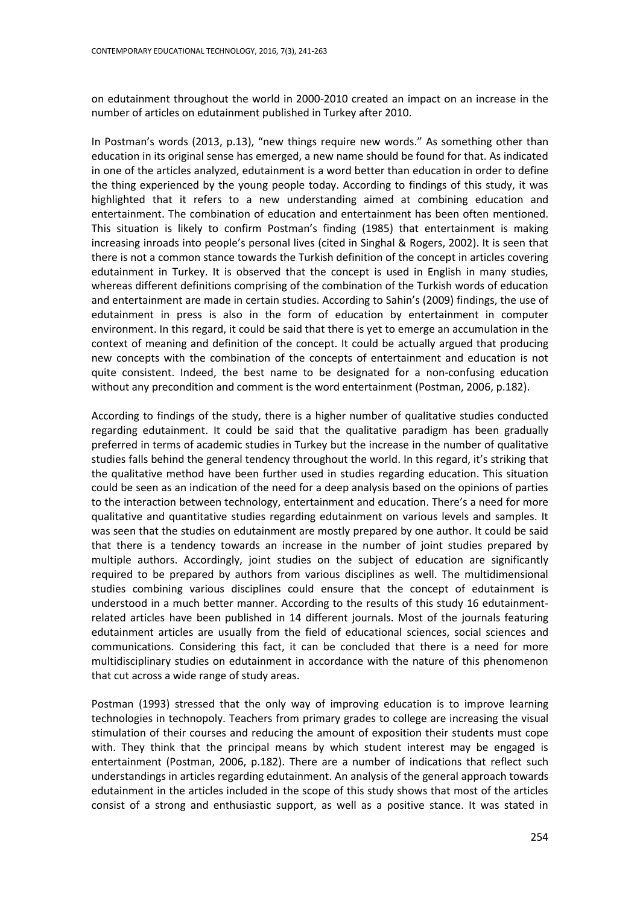on edutainment throughout the world in 2000-2010 created an impact on an increase in the number of articles on edutainment published in Turkey after 2010.

In Postman's words (2013, p.13), "new things require new words." As something other than education in its original sense has emerged, a new name should be found for that. As indicated in one of the articles analyzed, edutainment is a word better than education in order to define the thing experienced by the young people today. According to findings of this study, it was highlighted that it refers to a new understanding aimed at combining education and entertainment. The combination of education and entertainment has been often mentioned. This situation is likely to confirm Postman's finding (1985) that entertainment is making increasing inroads into people's personal lives (cited in Singhal & Rogers, 2002). It is seen that there is not a common stance towards the Turkish definition of the concept in articles covering edutainment in Turkey. It is observed that the concept is used in English in many studies, whereas different definitions comprising of the combination of the Turkish words of education and entertainment are made in certain studies. According to Sahin's (2009) findings, the use of edutainment in press is also in the form of education by entertainment in computer environment. In this regard, it could be said that there is yet to emerge an accumulation in the context of meaning and definition of the concept. It could be actually argued that producing new concepts with the combination of the concepts of entertainment and education is not quite consistent. Indeed, the best name to be designated for a non-confusing education without any precondition and comment is the word entertainment (Postman, 2006, p.182).

According to findings of the study, there is a higher number of qualitative studies conducted regarding edutainment. It could be said that the qualitative paradigm has been gradually preferred in terms of academic studies in Turkey but the increase in the number of qualitative studies falls behind the general tendency throughout the world. In this regard, it's striking that the qualitative method have been further used in studies regarding education. This situation could be seen as an indication of the need for a deep analysis based on the opinions of parties to the interaction between technology, entertainment and education. There's a need for more qualitative and quantitative studies regarding edutainment on various levels and samples. It was seen that the studies on edutainment are mostly prepared by one author. It could be said that there is a tendency towards an increase in the number of joint studies prepared by multiple authors. Accordingly, joint studies on the subject of education are significantly required to be prepared by authors from various disciplines as well. The multidimensional studies combining various disciplines could ensure that the concept of edutainment is understood in a much better manner. According to the results of this study 16 edutainment-related articles have been published in 14 different journals. Most of the journals featuring edutainment articles are usually from the field of educational sciences, social sciences and communications. Considering this fact, it can be concluded that there is a need for more multidisciplinary studies on edutainment in accordance with the nature of this phenomenon that cut across a wide range of study areas.

Postman (1993) stressed that the only way of improving education is to improve learning technologies in technopoly. Teachers from primary grades to college are increasing the visual stimulation of their courses and reducing the amount of exposition their students must cope with. They think that the principal means by which student interest may be engaged is entertainment (Postman, 2006, p.182). There are a number of indications that reflect such understandings in articles regarding edutainment. An analysis of the general approach towards edutainment in the articles included in the scope of this study shows that most of the articles consist of a strong and enthusiastic support, as well as a positive stance. It was stated in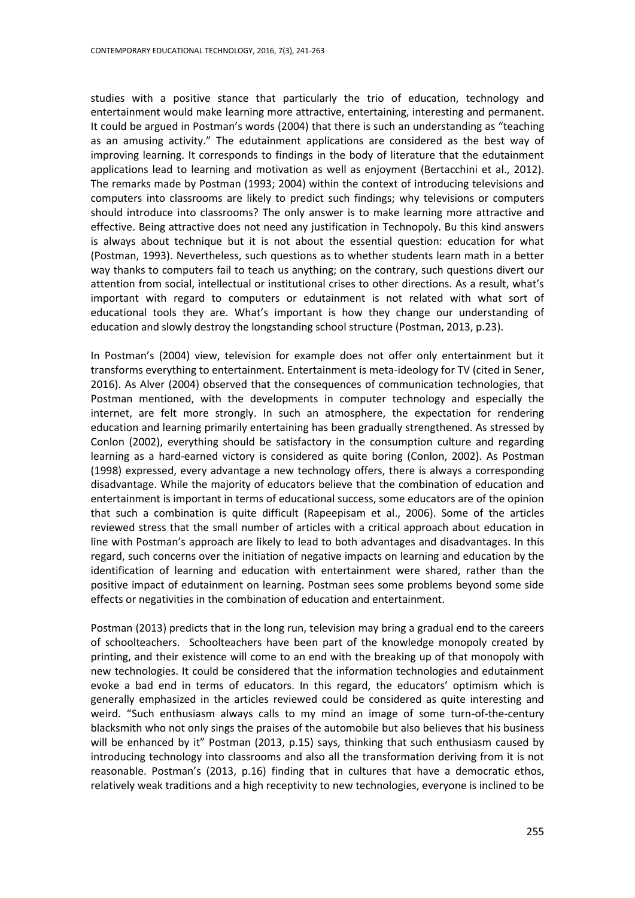studies with a positive stance that particularly the trio of education, technology and entertainment would make learning more attractive, entertaining, interesting and permanent. It could be argued in Postman's words (2004) that there is such an understanding as "teaching as an amusing activity." The edutainment applications are considered as the best way of improving learning. It corresponds to findings in the body of literature that the edutainment applications lead to learning and motivation as well as enjoyment (Bertacchini et al., 2012). The remarks made by Postman (1993; 2004) within the context of introducing televisions and computers into classrooms are likely to predict such findings; why televisions or computers should introduce into classrooms? The only answer is to make learning more attractive and effective. Being attractive does not need any justification in Technopoly. Bu this kind answers is always about technique but it is not about the essential question: education for what (Postman, 1993). Nevertheless, such questions as to whether students learn math in a better way thanks to computers fail to teach us anything; on the contrary, such questions divert our attention from social, intellectual or institutional crises to other directions. As a result, what's important with regard to computers or edutainment is not related with what sort of educational tools they are. What's important is how they change our understanding of education and slowly destroy the longstanding school structure (Postman, 2013, p.23).

In Postman's (2004) view, television for example does not offer only entertainment but it transforms everything to entertainment. Entertainment is meta-ideology for TV (cited in Sener, 2016). As Alver (2004) observed that the consequences of communication technologies, that Postman mentioned, with the developments in computer technology and especially the internet, are felt more strongly. In such an atmosphere, the expectation for rendering education and learning primarily entertaining has been gradually strengthened. As stressed by Conlon (2002), everything should be satisfactory in the consumption culture and regarding learning as a hard-earned victory is considered as quite boring (Conlon, 2002). As Postman (1998) expressed, every advantage a new technology offers, there is always a corresponding disadvantage. While the majority of educators believe that the combination of education and entertainment is important in terms of educational success, some educators are of the opinion that such a combination is quite difficult (Rapeepisam et al., 2006). Some of the articles reviewed stress that the small number of articles with a critical approach about education in line with Postman's approach are likely to lead to both advantages and disadvantages. In this regard, such concerns over the initiation of negative impacts on learning and education by the identification of learning and education with entertainment were shared, rather than the positive impact of edutainment on learning. Postman sees some problems beyond some side effects or negativities in the combination of education and entertainment.

Postman (2013) predicts that in the long run, television may bring a gradual end to the careers of schoolteachers. Schoolteachers have been part of the knowledge monopoly created by printing, and their existence will come to an end with the breaking up of that monopoly with new technologies. It could be considered that the information technologies and edutainment evoke a bad end in terms of educators. In this regard, the educators' optimism which is generally emphasized in the articles reviewed could be considered as quite interesting and weird. "Such enthusiasm always calls to my mind an image of some turn-of-the-century blacksmith who not only sings the praises of the automobile but also believes that his business will be enhanced by it" Postman (2013, p.15) says, thinking that such enthusiasm caused by introducing technology into classrooms and also all the transformation deriving from it is not reasonable. Postman's (2013, p.16) finding that in cultures that have a democratic ethos, relatively weak traditions and a high receptivity to new technologies, everyone is inclined to be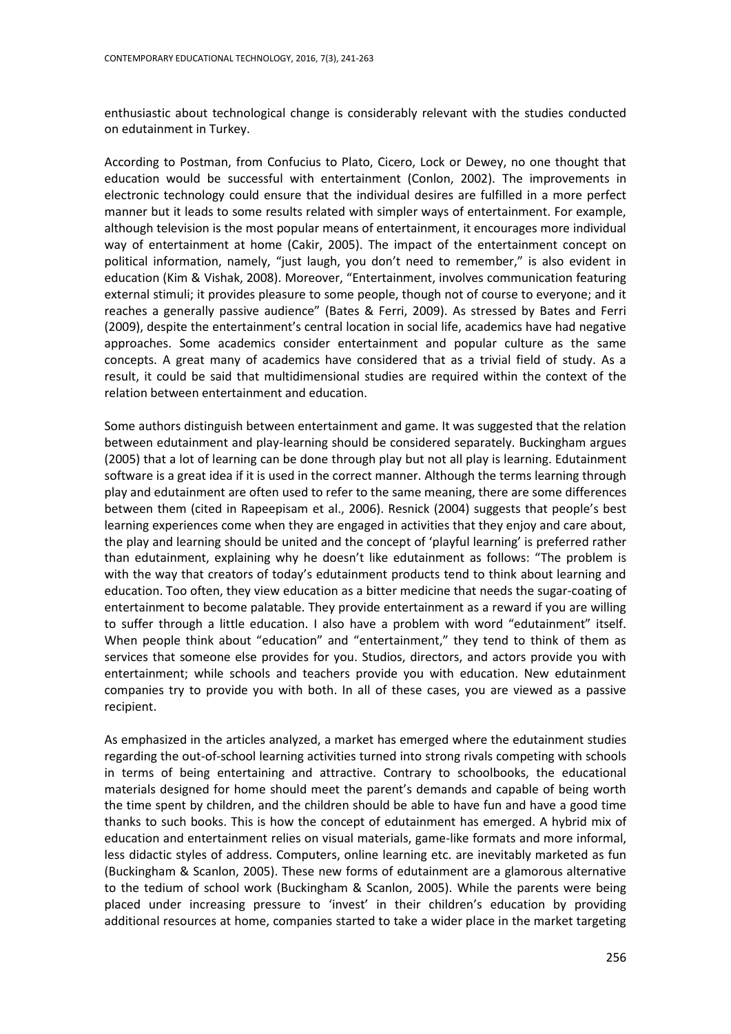enthusiastic about technological change is considerably relevant with the studies conducted on edutainment in Turkey.

According to Postman, from Confucius to Plato, Cicero, Lock or Dewey, no one thought that education would be successful with entertainment (Conlon, 2002). The improvements in electronic technology could ensure that the individual desires are fulfilled in a more perfect manner but it leads to some results related with simpler ways of entertainment. For example, although television is the most popular means of entertainment, it encourages more individual way of entertainment at home (Cakir, 2005). The impact of the entertainment concept on political information, namely, "just laugh, you don't need to remember," is also evident in education (Kim & Vishak, 2008). Moreover, "Entertainment, involves communication featuring external stimuli; it provides pleasure to some people, though not of course to everyone; and it reaches a generally passive audience" (Bates & Ferri, 2009). As stressed by Bates and Ferri (2009), despite the entertainment's central location in social life, academics have had negative approaches. Some academics consider entertainment and popular culture as the same concepts. A great many of academics have considered that as a trivial field of study. As a result, it could be said that multidimensional studies are required within the context of the relation between entertainment and education.

Some authors distinguish between entertainment and game. It was suggested that the relation between edutainment and play-learning should be considered separately. Buckingham argues (2005) that a lot of learning can be done through play but not all play is learning. Edutainment software is a great idea if it is used in the correct manner. Although the terms learning through play and edutainment are often used to refer to the same meaning, there are some differences between them (cited in Rapeepisam et al., 2006). Resnick (2004) suggests that people's best learning experiences come when they are engaged in activities that they enjoy and care about, the play and learning should be united and the concept of 'playful learning' is preferred rather than edutainment, explaining why he doesn't like edutainment as follows: "The problem is with the way that creators of today's edutainment products tend to think about learning and education. Too often, they view education as a bitter medicine that needs the sugar-coating of entertainment to become palatable. They provide entertainment as a reward if you are willing to suffer through a little education. I also have a problem with word "edutainment" itself. When people think about "education" and "entertainment," they tend to think of them as services that someone else provides for you. Studios, directors, and actors provide you with entertainment; while schools and teachers provide you with education. New edutainment companies try to provide you with both. In all of these cases, you are viewed as a passive recipient.

As emphasized in the articles analyzed, a market has emerged where the edutainment studies regarding the out-of-school learning activities turned into strong rivals competing with schools in terms of being entertaining and attractive. Contrary to schoolbooks, the educational materials designed for home should meet the parent's demands and capable of being worth the time spent by children, and the children should be able to have fun and have a good time thanks to such books. This is how the concept of edutainment has emerged. A hybrid mix of education and entertainment relies on visual materials, game-like formats and more informal, less didactic styles of address. Computers, online learning etc. are inevitably marketed as fun (Buckingham & Scanlon, 2005). These new forms of edutainment are a glamorous alternative to the tedium of school work (Buckingham & Scanlon, 2005). While the parents were being placed under increasing pressure to 'invest' in their children's education by providing additional resources at home, companies started to take a wider place in the market targeting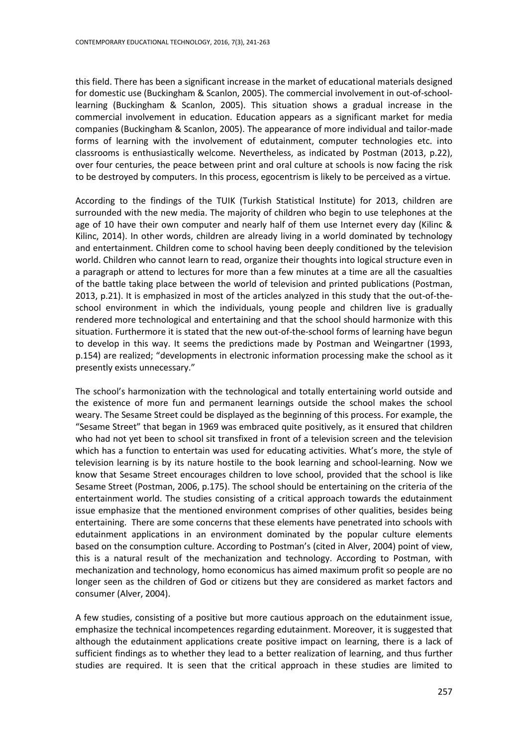this field. There has been a significant increase in the market of educational materials designed for domestic use (Buckingham & Scanlon, 2005). The commercial involvement in out-of-school-learning (Buckingham & Scanlon, 2005). This situation shows a gradual increase in the commercial involvement in education. Education appears as a significant market for media companies (Buckingham & Scanlon, 2005). The appearance of more individual and tailor-made forms of learning with the involvement of edutainment, computer technologies etc. into classrooms is enthusiastically welcome. Nevertheless, as indicated by Postman (2013, p.22), over four centuries, the peace between print and oral culture at schools is now facing the risk to be destroyed by computers. In this process, egocentrism is likely to be perceived as a virtue.

According to the findings of the TUIK (Turkish Statistical Institute) for 2013, children are surrounded with the new media. The majority of children who begin to use telephones at the age of 10 have their own computer and nearly half of them use Internet every day (Kilinc & Kilinc, 2014). In other words, children are already living in a world dominated by technology and entertainment. Children come to school having been deeply conditioned by the television world. Children who cannot learn to read, organize their thoughts into logical structure even in a paragraph or attend to lectures for more than a few minutes at a time are all the casualties of the battle taking place between the world of television and printed publications (Postman, 2013, p.21). It is emphasized in most of the articles analyzed in this study that the out-of-the-school environment in which the individuals, young people and children live is gradually rendered more technological and entertaining and that the school should harmonize with this situation. Furthermore it is stated that the new out-of-the-school forms of learning have begun to develop in this way. It seems the predictions made by Postman and Weingartner (1993, p.154) are realized; "developments in electronic information processing make the school as it presently exists unnecessary."

The school's harmonization with the technological and totally entertaining world outside and the existence of more fun and permanent learnings outside the school makes the school weary. The Sesame Street could be displayed as the beginning of this process. For example, the "Sesame Street" that began in 1969 was embraced quite positively, as it ensured that children who had not yet been to school sit transfixed in front of a television screen and the television which has a function to entertain was used for educating activities. What's more, the style of television learning is by its nature hostile to the book learning and school-learning. Now we know that Sesame Street encourages children to love school, provided that the school is like Sesame Street (Postman, 2006, p.175). The school should be entertaining on the criteria of the entertainment world. The studies consisting of a critical approach towards the edutainment issue emphasize that the mentioned environment comprises of other qualities, besides being entertaining. There are some concerns that these elements have penetrated into schools with edutainment applications in an environment dominated by the popular culture elements based on the consumption culture. According to Postman's (cited in Alver, 2004) point of view, this is a natural result of the mechanization and technology. According to Postman, with mechanization and technology, homo economicus has aimed maximum profit so people are no longer seen as the children of God or citizens but they are considered as market factors and consumer (Alver, 2004).

A few studies, consisting of a positive but more cautious approach on the edutainment issue, emphasize the technical incompetences regarding edutainment. Moreover, it is suggested that although the edutainment applications create positive impact on learning, there is a lack of sufficient findings as to whether they lead to a better realization of learning, and thus further studies are required. It is seen that the critical approach in these studies are limited to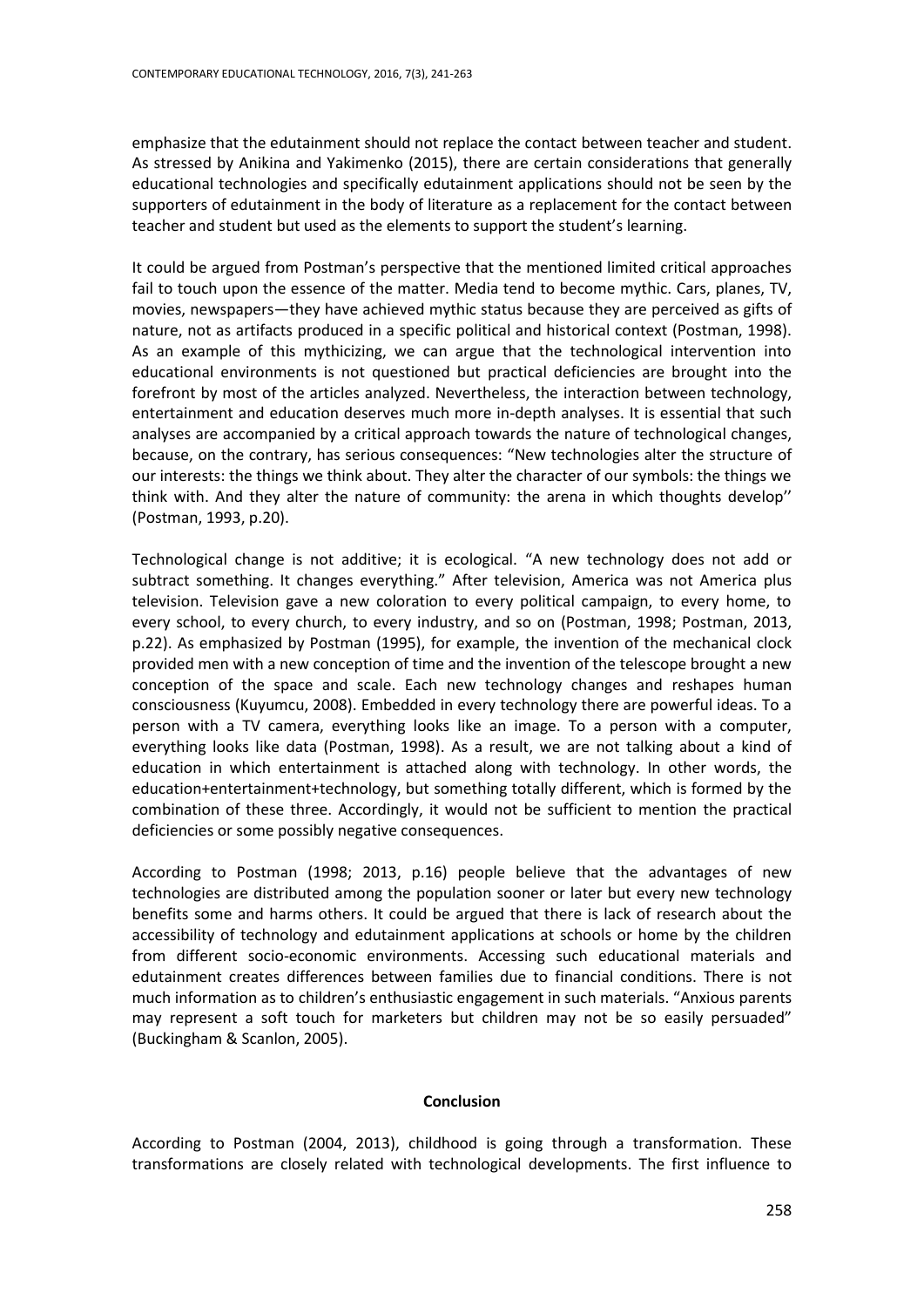emphasize that the edutainment should not replace the contact between teacher and student. As stressed by Anikina and Yakimenko (2015), there are certain considerations that generally educational technologies and specifically edutainment applications should not be seen by the supporters of edutainment in the body of literature as a replacement for the contact between teacher and student but used as the elements to support the student's learning.

It could be argued from Postman's perspective that the mentioned limited critical approaches fail to touch upon the essence of the matter. Media tend to become mythic. Cars, planes, TV, movies, newspapers—they have achieved mythic status because they are perceived as gifts of nature, not as artifacts produced in a specific political and historical context (Postman, 1998). As an example of this mythicizing, we can argue that the technological intervention into educational environments is not questioned but practical deficiencies are brought into the forefront by most of the articles analyzed. Nevertheless, the interaction between technology, entertainment and education deserves much more in-depth analyses. It is essential that such analyses are accompanied by a critical approach towards the nature of technological changes, because, on the contrary, has serious consequences: "New technologies alter the structure of our interests: the things we think about. They alter the character of our symbols: the things we think with. And they alter the nature of community: the arena in which thoughts develop'' (Postman, 1993, p.20).

Technological change is not additive; it is ecological. "A new technology does not add or subtract something. It changes everything." After television, America was not America plus television. Television gave a new coloration to every political campaign, to every home, to every school, to every church, to every industry, and so on (Postman, 1998; Postman, 2013, p.22). As emphasized by Postman (1995), for example, the invention of the mechanical clock provided men with a new conception of time and the invention of the telescope brought a new conception of the space and scale. Each new technology changes and reshapes human consciousness (Kuyumcu, 2008). Embedded in every technology there are powerful ideas. To a person with a TV camera, everything looks like an image. To a person with a computer, everything looks like data (Postman, 1998). As a result, we are not talking about a kind of education in which entertainment is attached along with technology. In other words, the education+entertainment+technology, but something totally different, which is formed by the combination of these three. Accordingly, it would not be sufficient to mention the practical deficiencies or some possibly negative consequences.

According to Postman (1998; 2013, p.16) people believe that the advantages of new technologies are distributed among the population sooner or later but every new technology benefits some and harms others. It could be argued that there is lack of research about the accessibility of technology and edutainment applications at schools or home by the children from different socio-economic environments. Accessing such educational materials and edutainment creates differences between families due to financial conditions. There is not much information as to children's enthusiastic engagement in such materials. "Anxious parents may represent a soft touch for marketers but children may not be so easily persuaded" (Buckingham & Scanlon, 2005).

## Conclusion

According to Postman (2004, 2013), childhood is going through a transformation. These transformations are closely related with technological developments. The first influence to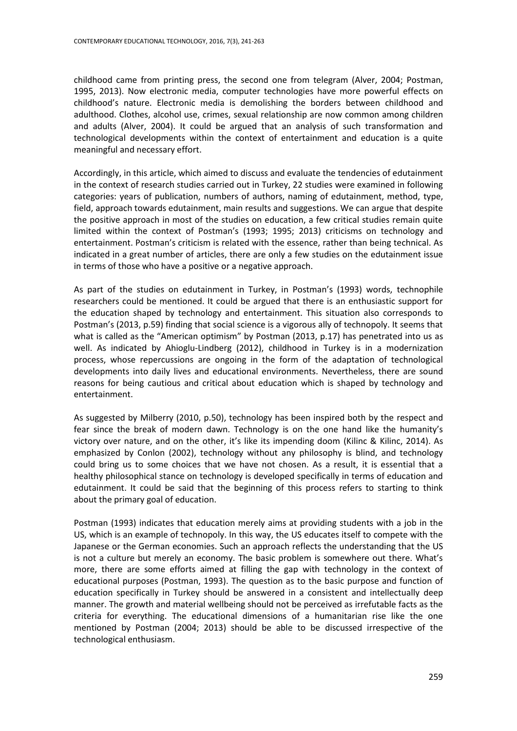childhood came from printing press, the second one from telegram (Alver, 2004; Postman, 1995, 2013). Now electronic media, computer technologies have more powerful effects on childhood's nature. Electronic media is demolishing the borders between childhood and adulthood. Clothes, alcohol use, crimes, sexual relationship are now common among children and adults (Alver, 2004). It could be argued that an analysis of such transformation and technological developments within the context of entertainment and education is a quite meaningful and necessary effort.

Accordingly, in this article, which aimed to discuss and evaluate the tendencies of edutainment in the context of research studies carried out in Turkey, 22 studies were examined in following categories: years of publication, numbers of authors, naming of edutainment, method, type, field, approach towards edutainment, main results and suggestions. We can argue that despite the positive approach in most of the studies on education, a few critical studies remain quite limited within the context of Postman's (1993; 1995; 2013) criticisms on technology and entertainment. Postman's criticism is related with the essence, rather than being technical. As indicated in a great number of articles, there are only a few studies on the edutainment issue in terms of those who have a positive or a negative approach.

As part of the studies on edutainment in Turkey, in Postman's (1993) words, technophile researchers could be mentioned. It could be argued that there is an enthusiastic support for the education shaped by technology and entertainment. This situation also corresponds to Postman's (2013, p.59) finding that social science is a vigorous ally of technopoly. It seems that what is called as the "American optimism" by Postman (2013, p.17) has penetrated into us as well. As indicated by Ahioglu-Lindberg (2012), childhood in Turkey is in a modernization process, whose repercussions are ongoing in the form of the adaptation of technological developments into daily lives and educational environments. Nevertheless, there are sound reasons for being cautious and critical about education which is shaped by technology and entertainment.

As suggested by Milberry (2010, p.50), technology has been inspired both by the respect and fear since the break of modern dawn. Technology is on the one hand like the humanity's victory over nature, and on the other, it's like its impending doom (Kilinc & Kilinc, 2014). As emphasized by Conlon (2002), technology without any philosophy is blind, and technology could bring us to some choices that we have not chosen. As a result, it is essential that a healthy philosophical stance on technology is developed specifically in terms of education and edutainment. It could be said that the beginning of this process refers to starting to think about the primary goal of education.

Postman (1993) indicates that education merely aims at providing students with a job in the US, which is an example of technopoly. In this way, the US educates itself to compete with the Japanese or the German economies. Such an approach reflects the understanding that the US is not a culture but merely an economy. The basic problem is somewhere out there. What's more, there are some efforts aimed at filling the gap with technology in the context of educational purposes (Postman, 1993). The question as to the basic purpose and function of education specifically in Turkey should be answered in a consistent and intellectually deep manner. The growth and material wellbeing should not be perceived as irrefutable facts as the criteria for everything. The educational dimensions of a humanitarian rise like the one mentioned by Postman (2004; 2013) should be able to be discussed irrespective of the technological enthusiasm.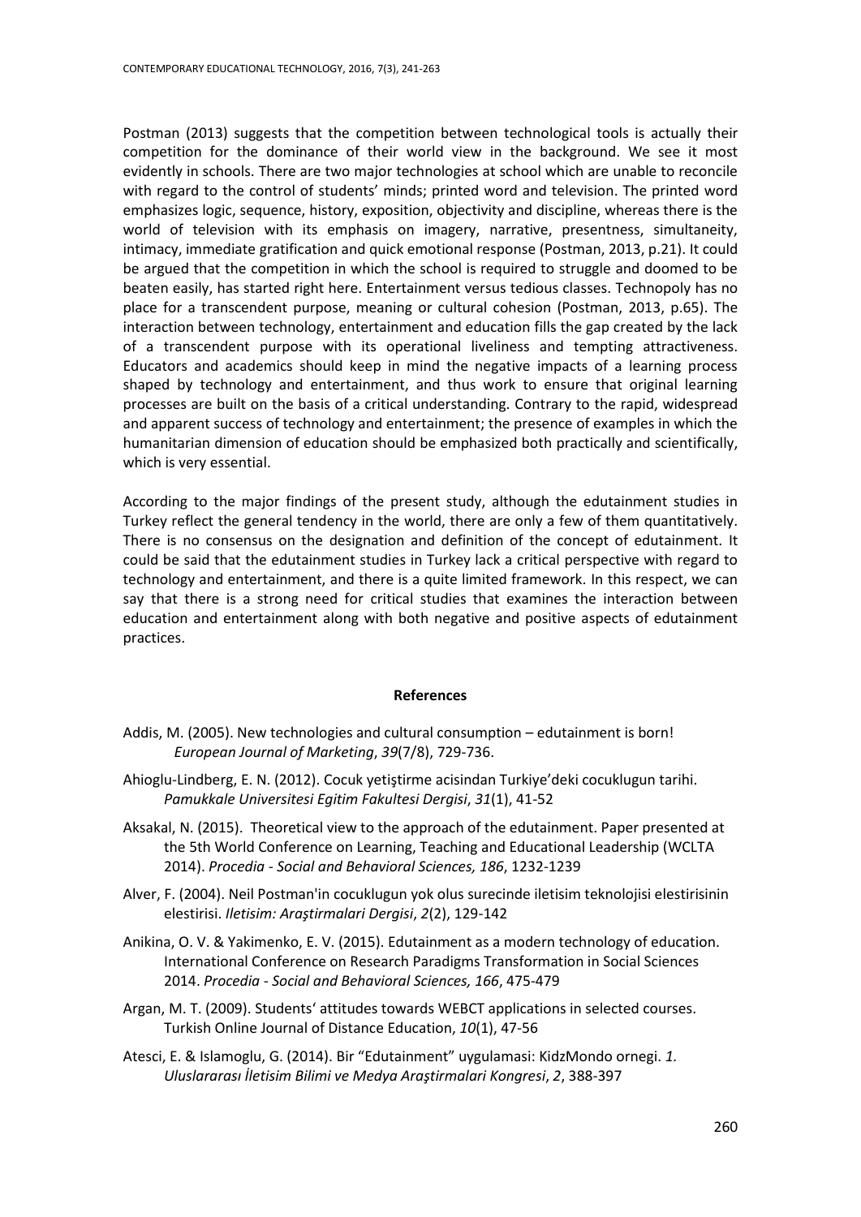Postman (2013) suggests that the competition between technological tools is actually their competition for the dominance of their world view in the background. We see it most evidently in schools. There are two major technologies at school which are unable to reconcile with regard to the control of students' minds; printed word and television. The printed word emphasizes logic, sequence, history, exposition, objectivity and discipline, whereas there is the world of television with its emphasis on imagery, narrative, presentness, simultaneity, intimacy, immediate gratification and quick emotional response (Postman, 2013, p.21). It could be argued that the competition in which the school is required to struggle and doomed to be beaten easily, has started right here. Entertainment versus tedious classes. Technopoly has no place for a transcendent purpose, meaning or cultural cohesion (Postman, 2013, p.65). The interaction between technology, entertainment and education fills the gap created by the lack of a transcendent purpose with its operational liveliness and tempting attractiveness. Educators and academics should keep in mind the negative impacts of a learning process shaped by technology and entertainment, and thus work to ensure that original learning processes are built on the basis of a critical understanding. Contrary to the rapid, widespread and apparent success of technology and entertainment; the presence of examples in which the humanitarian dimension of education should be emphasized both practically and scientifically, which is very essential.

According to the major findings of the present study, although the edutainment studies in Turkey reflect the general tendency in the world, there are only a few of them quantitatively. There is no consensus on the designation and definition of the concept of edutainment. It could be said that the edutainment studies in Turkey lack a critical perspective with regard to technology and entertainment, and there is a quite limited framework. In this respect, we can say that there is a strong need for critical studies that examines the interaction between education and entertainment along with both negative and positive aspects of edutainment practices.

## References

Addis, M. (2005). New technologies and cultural consumption – edutainment is born! *European Journal of Marketing*, *39*(7/8), 729-736.

Ahioglu-Lindberg, E. N. (2012). Cocuk yetiştirme acisindan Turkiye'deki cocuklugun tarihi. *Pamukkale Universitesi Egitim Fakultesi Dergisi*, *31*(1), 41-52

Aksakal, N. (2015). Theoretical view to the approach of the edutainment. Paper presented at the 5th World Conference on Learning, Teaching and Educational Leadership (WCLTA 2014). *Procedia - Social and Behavioral Sciences, 186*, 1232-1239

Alver, F. (2004). Neil Postman'in cocuklugun yok olus surecinde iletisim teknolojisi elestirisinin elestirisi. *Iletisim: Araştirmalari Dergisi*, *2*(2), 129-142

Anikina, O. V. & Yakimenko, E. V. (2015). Edutainment as a modern technology of education. International Conference on Research Paradigms Transformation in Social Sciences 2014. *Procedia - Social and Behavioral Sciences, 166*, 475-479

Argan, M. T. (2009). Students' attitudes towards WEBCT applications in selected courses. Turkish Online Journal of Distance Education, *10*(1), 47-56

Atesci, E. & Islamoglu, G. (2014). Bir "Edutainment" uygulamasi: KidzMondo ornegi. *1. Uluslararası İletisim Bilimi ve Medya Araştirmalari Kongresi*, *2*, 388-397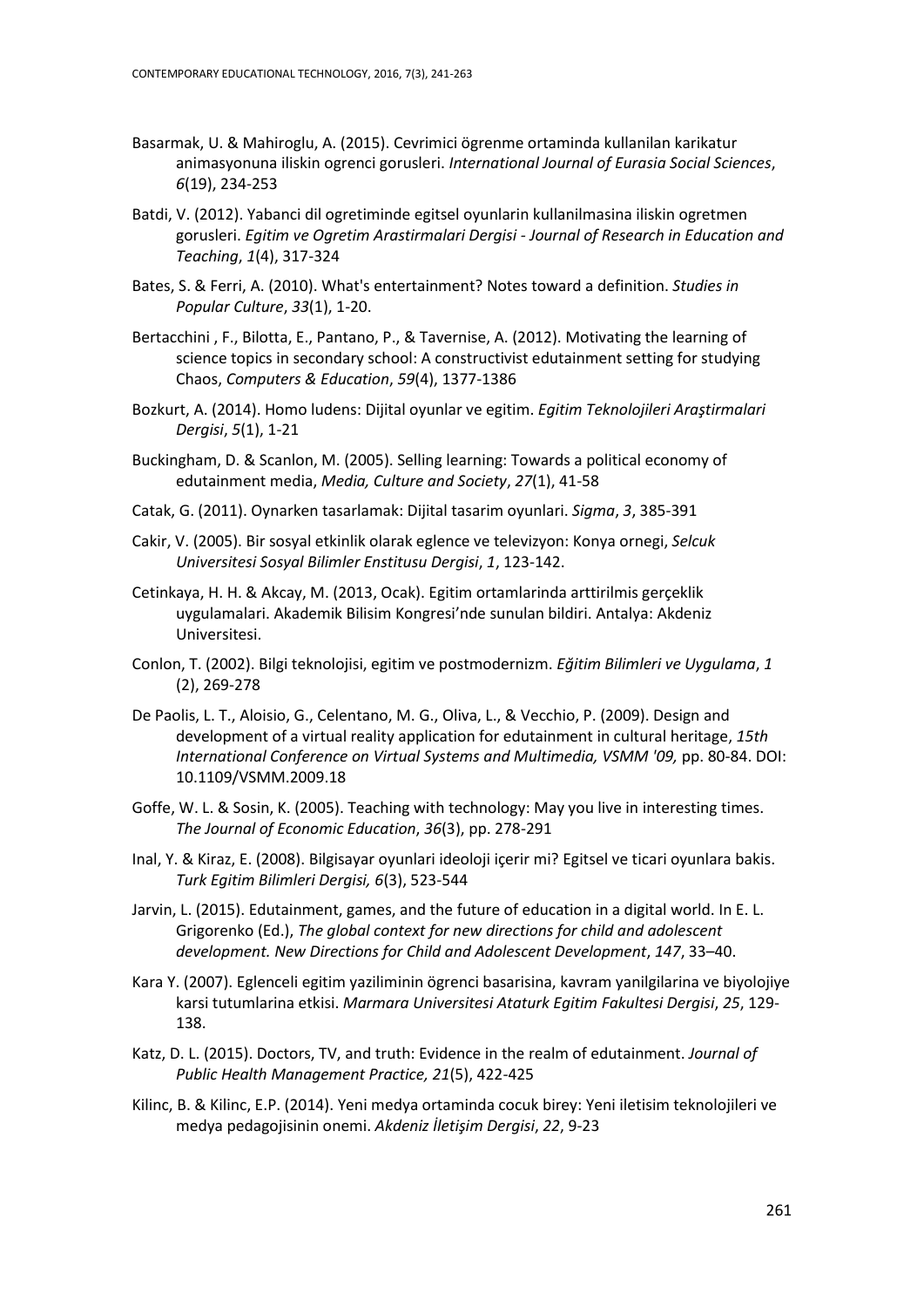Basarmak, U. & Mahiroglu, A. (2015). Cevrimici ögrenme ortaminda kullanilan karikatur animasyonuna iliskin ogrenci gorusleri. *International Journal of Eurasia Social Sciences*, *6*(19), 234-253

Batdi, V. (2012). Yabanci dil ogretiminde egitsel oyunlarin kullanilmasina iliskin ogretmen gorusleri. *Egitim ve Ogretim Arastirmalari Dergisi - Journal of Research in Education and Teaching*, *1*(4), 317-324

Bates, S. & Ferri, A. (2010). What's entertainment? Notes toward a definition. *Studies in Popular Culture*, *33*(1), 1-20.

Bertacchini , F., Bilotta, E., Pantano, P., & Tavernise, A. (2012). Motivating the learning of science topics in secondary school: A constructivist edutainment setting for studying Chaos, *Computers & Education*, *59*(4), 1377-1386

Bozkurt, A. (2014). Homo ludens: Dijital oyunlar ve egitim. *Egitim Teknolojileri Araştirmalari Dergisi*, *5*(1), 1-21

Buckingham, D. & Scanlon, M. (2005). Selling learning: Towards a political economy of edutainment media, *Media, Culture and Society*, *27*(1), 41-58

Catak, G. (2011). Oynarken tasarlamak: Dijital tasarim oyunlari. *Sigma*, *3*, 385-391

Cakir, V. (2005). Bir sosyal etkinlik olarak eglence ve televizyon: Konya ornegi, *Selcuk Universitesi Sosyal Bilimler Enstitusu Dergisi*, *1*, 123-142.

Cetinkaya, H. H. & Akcay, M. (2013, Ocak). Egitim ortamlarinda arttirilmis gerçeklik uygulamalari. Akademik Bilisim Kongresi'nde sunulan bildiri. Antalya: Akdeniz Universitesi.

Conlon, T. (2002). Bilgi teknolojisi, egitim ve postmodernizm. *Eğitim Bilimleri ve Uygulama*, *1* (2), 269-278

De Paolis, L. T., Aloisio, G., Celentano, M. G., Oliva, L., & Vecchio, P. (2009). Design and development of a virtual reality application for edutainment in cultural heritage, *15th International Conference on Virtual Systems and Multimedia, VSMM '09,* pp. 80-84. DOI: 10.1109/VSMM.2009.18

Goffe, W. L. & Sosin, K. (2005). Teaching with technology: May you live in interesting times. *The Journal of Economic Education*, *36*(3), pp. 278-291

Inal, Y. & Kiraz, E. (2008). Bilgisayar oyunlari ideoloji içerir mi? Egitsel ve ticari oyunlara bakis. *Turk Egitim Bilimleri Dergisi, 6*(3), 523-544

Jarvin, L. (2015). Edutainment, games, and the future of education in a digital world. In E. L. Grigorenko (Ed.), *The global context for new directions for child and adolescent development. New Directions for Child and Adolescent Development*, *147*, 33–40.

Kara Y. (2007). Eglenceli egitim yaziliminin ögrenci basarisina, kavram yanilgilarina ve biyolojiye karsi tutumlarina etkisi. *Marmara Universitesi Ataturk Egitim Fakultesi Dergisi*, *25*, 129-138.

Katz, D. L. (2015). Doctors, TV, and truth: Evidence in the realm of edutainment. *Journal of Public Health Management Practice, 21*(5), 422-425

Kilinc, B. & Kilinc, E.P. (2014). Yeni medya ortaminda cocuk birey: Yeni iletisim teknolojileri ve medya pedagojisinin onemi. *Akdeniz İletişim Dergisi*, *22*, 9-23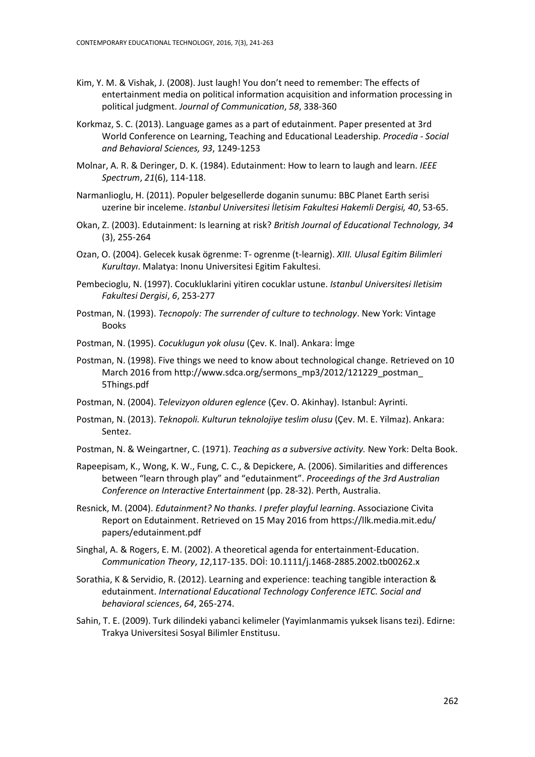Kim, Y. M. & Vishak, J. (2008). Just laugh! You don't need to remember: The effects of entertainment media on political information acquisition and information processing in political judgment. *Journal of Communication*, *58*, 338-360

Korkmaz, S. C. (2013). Language games as a part of edutainment. Paper presented at 3rd World Conference on Learning, Teaching and Educational Leadership. *Procedia - Social and Behavioral Sciences, 93*, 1249-1253

Molnar, A. R. & Deringer, D. K. (1984). Edutainment: How to learn to laugh and learn. *IEEE Spectrum*, *21*(6), 114-118.

Narmanlioglu, H. (2011). Populer belgesellerde doganin sunumu: BBC Planet Earth serisi uzerine bir inceleme. *Istanbul Universitesi İletisim Fakultesi Hakemli Dergisi, 40*, 53-65.

Okan, Z. (2003). Edutainment: Is learning at risk? *British Journal of Educational Technology, 34* (3), 255-264

Ozan, O. (2004). Gelecek kusak ögrenme: T- ogrenme (t-learnig). *XIII. Ulusal Egitim Bilimleri Kurultayı*. Malatya: Inonu Universitesi Egitim Fakultesi.

Pembecioglu, N. (1997). Cocukluklarini yitiren cocuklar ustune. *Istanbul Universitesi Iletisim Fakultesi Dergisi*, *6*, 253-277

Postman, N. (1993). *Tecnopoly: The surrender of culture to technology*. New York: Vintage Books

Postman, N. (1995). *Cocuklugun yok olusu* (Çev. K. Inal). Ankara: İmge

Postman, N. (1998). Five things we need to know about technological change. Retrieved on 10 March 2016 from http://www.sdca.org/sermons_mp3/2012/121229_postman_ 5Things.pdf

Postman, N. (2004). *Televizyon olduren eglence* (Çev. O. Akinhay). Istanbul: Ayrinti.

Postman, N. (2013). *Teknopoli. Kulturun teknolojiye teslim olusu* (Çev. M. E. Yilmaz). Ankara: Sentez.

Postman, N. & Weingartner, C. (1971). *Teaching as a subversive activity.* New York: Delta Book.

Rapeepisam, K., Wong, K. W., Fung, C. C., & Depickere, A. (2006). Similarities and differences between "learn through play" and "edutainment". *Proceedings of the 3rd Australian Conference on Interactive Entertainment* (pp. 28-32). Perth, Australia.

Resnick, M. (2004). *Edutainment? No thanks. I prefer playful learning*. Associazione Civita Report on Edutainment. Retrieved on 15 May 2016 from https://llk.media.mit.edu/ papers/edutainment.pdf

Singhal, A. & Rogers, E. M. (2002). A theoretical agenda for entertainment-Education. *Communication Theory*, *12*,117-135. DOİ: 10.1111/j.1468-2885.2002.tb00262.x

Sorathia, K & Servidio, R. (2012). Learning and experience: teaching tangible interaction & edutainment. *International Educational Technology Conference IETC. Social and behavioral sciences*, *64*, 265-274.

Sahin, T. E. (2009). Turk dilindeki yabanci kelimeler (Yayimlanmamis yuksek lisans tezi). Edirne: Trakya Universitesi Sosyal Bilimler Enstitusu.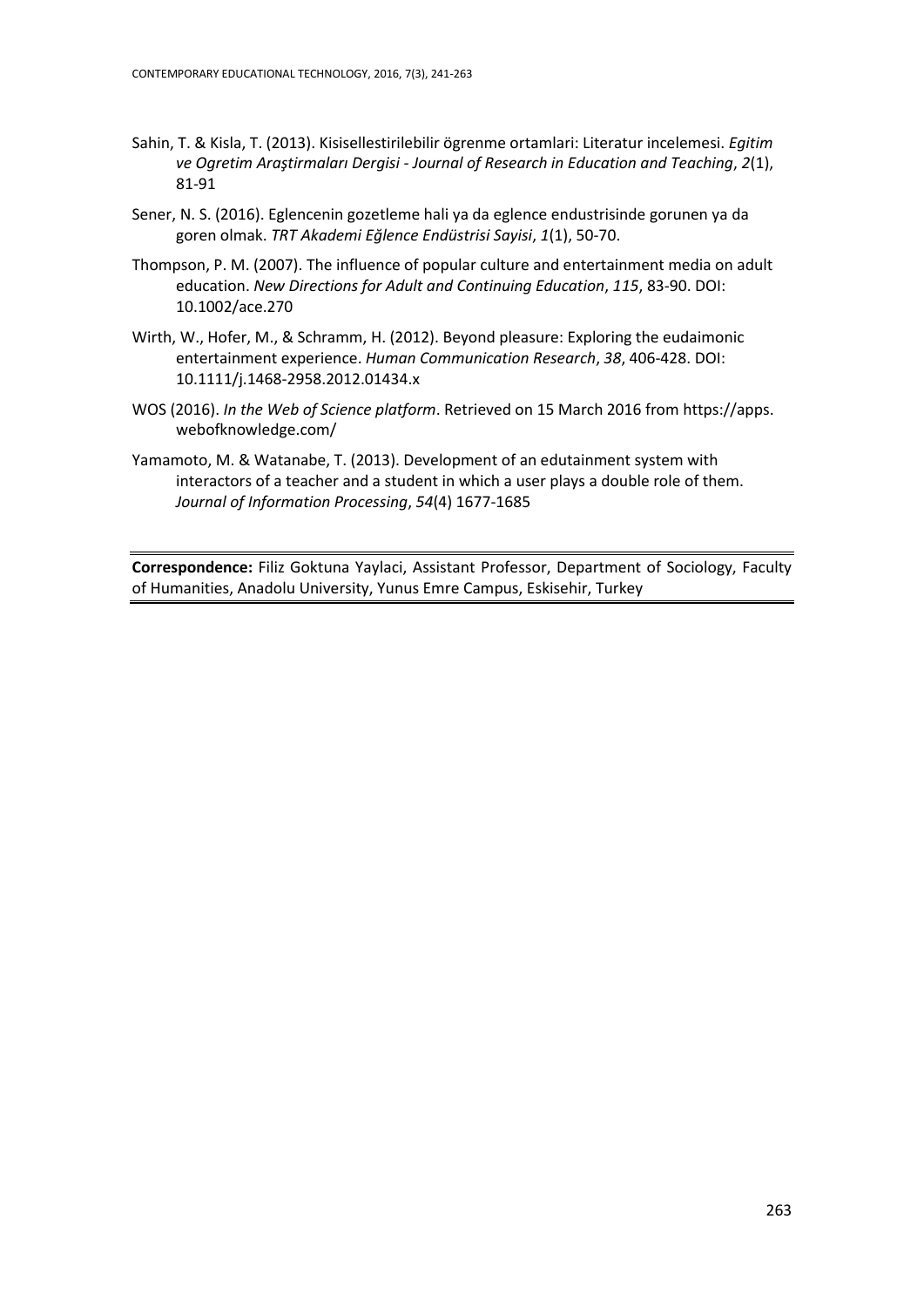Sahin, T. & Kisla, T. (2013). Kisisellestirilebilir ögrenme ortamlari: Literatur incelemesi. *Egitim ve Ogretim Araştirmaları Dergisi - Journal of Research in Education and Teaching*, *2*(1), 81-91

Sener, N. S. (2016). Eglencenin gozetleme hali ya da eglence endustrisinde gorunen ya da goren olmak. *TRT Akademi Eğlence Endüstrisi Sayisi*, *1*(1), 50-70.

Thompson, P. M. (2007). The influence of popular culture and entertainment media on adult education. *New Directions for Adult and Continuing Education*, *115*, 83-90. DOI: 10.1002/ace.270

Wirth, W., Hofer, M., & Schramm, H. (2012). Beyond pleasure: Exploring the eudaimonic entertainment experience. *Human Communication Research*, *38*, 406-428. DOI: 10.1111/j.1468-2958.2012.01434.x

WOS (2016). *In the Web of Science platform*. Retrieved on 15 March 2016 from https://apps. webofknowledge.com/

Yamamoto, M. & Watanabe, T. (2013). Development of an edutainment system with interactors of a teacher and a student in which a user plays a double role of them. *Journal of Information Processing*, *54*(4) 1677-1685

---

**Correspondence:** Filiz Goktuna Yaylaci, Assistant Professor, Department of Sociology, Faculty of Humanities, Anadolu University, Yunus Emre Campus, Eskisehir, Turkey